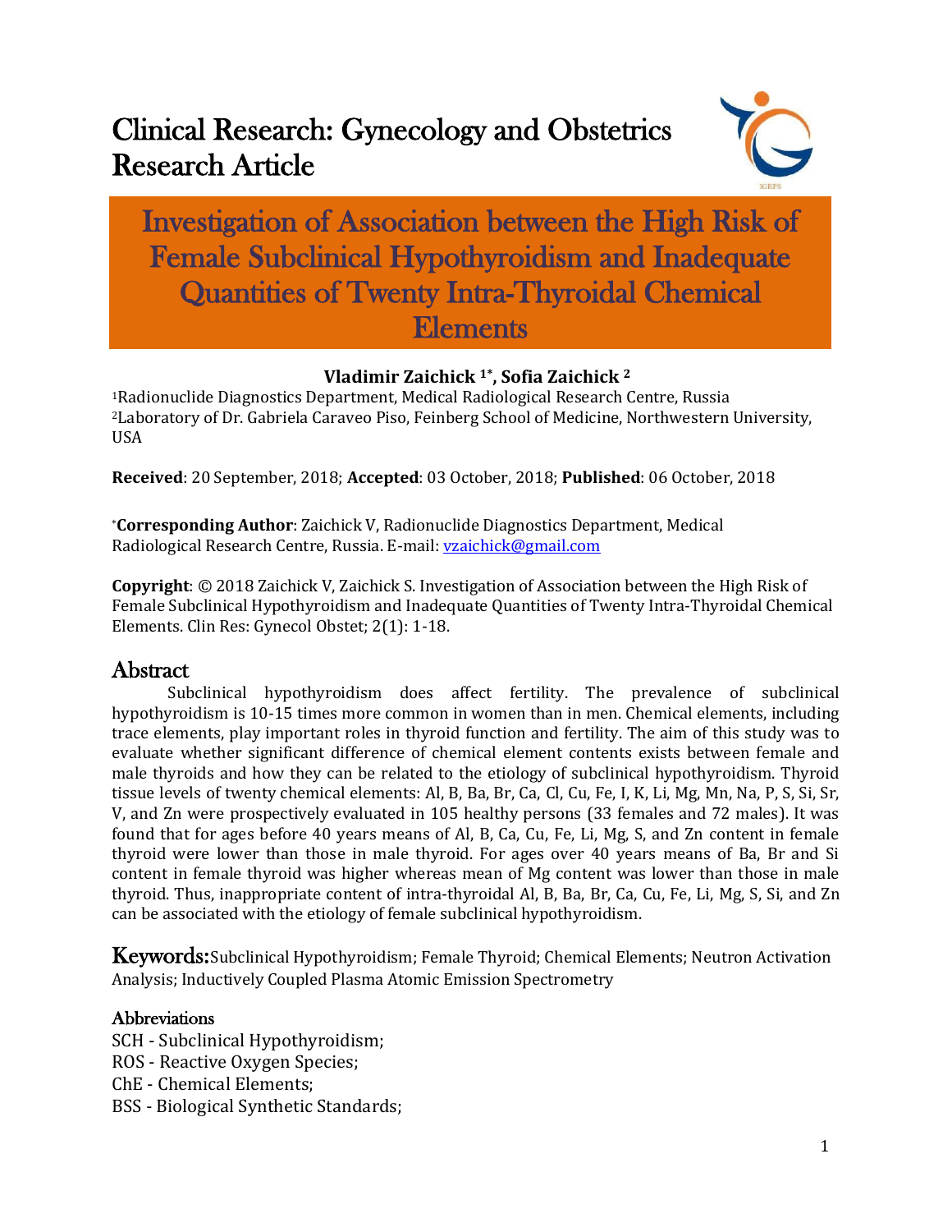# Clinical Research: Gynecology and Obstetrics
# Research Article

# Investigation of Association between the High Risk of Female Subclinical Hypothyroidism and Inadequate Quantities of Twenty Intra-Thyroidal Chemical Elements

**Vladimir Zaichick [1*], Sofia Zaichick [2]**

[1]Radionuclide Diagnostics Department, Medical Radiological Research Centre, Russia
[2]Laboratory of Dr. Gabriela Caraveo Piso, Feinberg School of Medicine, Northwestern University, USA

**Received**: 20 September, 2018; **Accepted**: 03 October, 2018; **Published**: 06 October, 2018

*__Corresponding Author__: Zaichick V, Radionuclide Diagnostics Department, Medical Radiological Research Centre, Russia. E-mail: vzaichick@gmail.com

**Copyright**: © 2018 Zaichick V, Zaichick S. Investigation of Association between the High Risk of Female Subclinical Hypothyroidism and Inadequate Quantities of Twenty Intra-Thyroidal Chemical Elements. Clin Res: Gynecol Obstet; 2(1): 1-18.

## Abstract

Subclinical hypothyroidism does affect fertility. The prevalence of subclinical hypothyroidism is 10-15 times more common in women than in men. Chemical elements, including trace elements, play important roles in thyroid function and fertility. The aim of this study was to evaluate whether significant difference of chemical element contents exists between female and male thyroids and how they can be related to the etiology of subclinical hypothyroidism. Thyroid tissue levels of twenty chemical elements: Al, B, Ba, Br, Ca, Cl, Cu, Fe, I, K, Li, Mg, Mn, Na, P, S, Si, Sr, V, and Zn were prospectively evaluated in 105 healthy persons (33 females and 72 males). It was found that for ages before 40 years means of Al, B, Ca, Cu, Fe, Li, Mg, S, and Zn content in female thyroid were lower than those in male thyroid. For ages over 40 years means of Ba, Br and Si content in female thyroid was higher whereas mean of Mg content was lower than those in male thyroid. Thus, inappropriate content of intra-thyroidal Al, B, Ba, Br, Ca, Cu, Fe, Li, Mg, S, Si, and Zn can be associated with the etiology of female subclinical hypothyroidism.

**Keywords:** Subclinical Hypothyroidism; Female Thyroid; Chemical Elements; Neutron Activation Analysis; Inductively Coupled Plasma Atomic Emission Spectrometry

### Abbreviations

SCH - Subclinical Hypothyroidism;
ROS - Reactive Oxygen Species;
ChE - Chemical Elements;
BSS - Biological Synthetic Standards;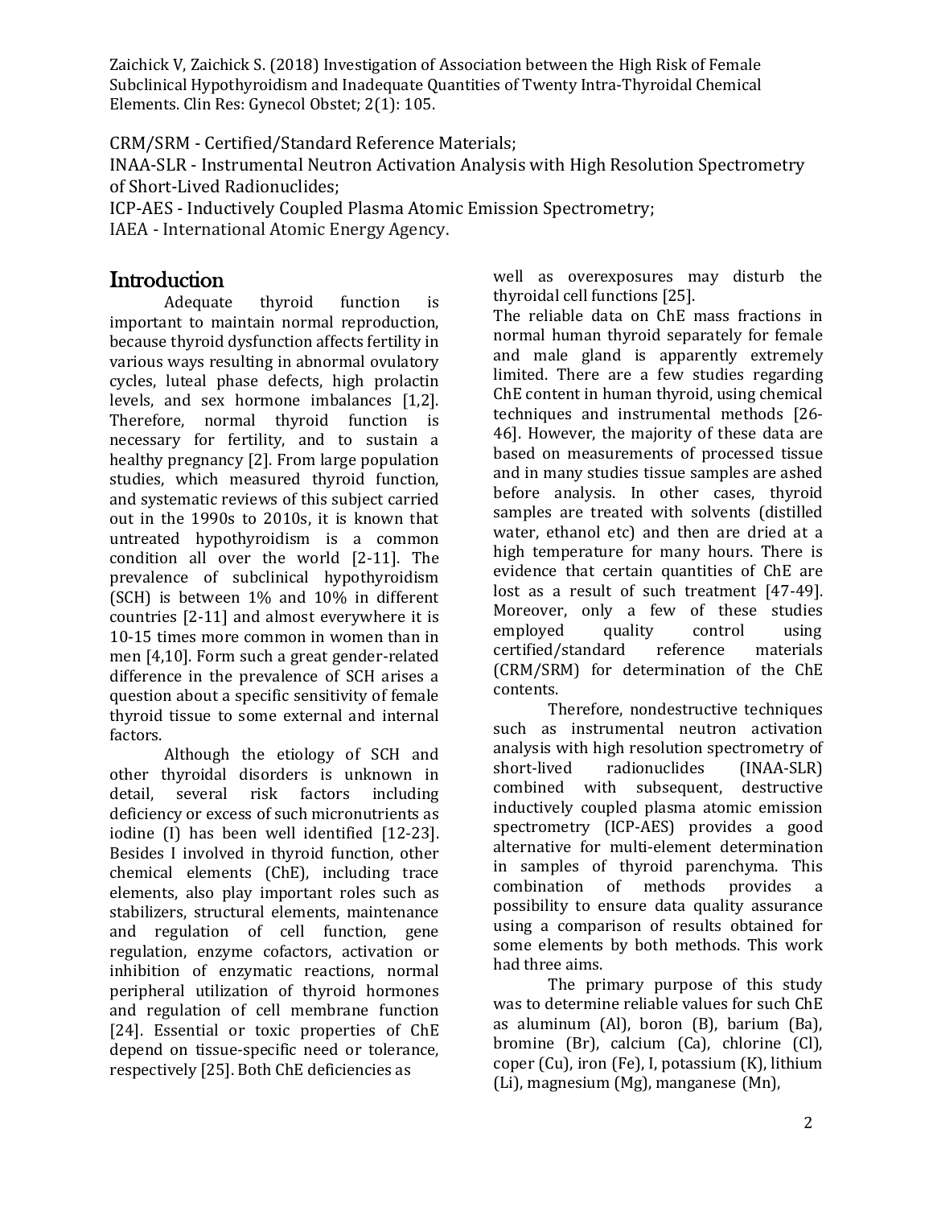CRM/SRM - Certified/Standard Reference Materials;
INAA-SLR - Instrumental Neutron Activation Analysis with High Resolution Spectrometry of Short-Lived Radionuclides;
ICP-AES - Inductively Coupled Plasma Atomic Emission Spectrometry;
IAEA - International Atomic Energy Agency.

## Introduction

Adequate thyroid function is important to maintain normal reproduction, because thyroid dysfunction affects fertility in various ways resulting in abnormal ovulatory cycles, luteal phase defects, high prolactin levels, and sex hormone imbalances [1,2]. Therefore, normal thyroid function is necessary for fertility, and to sustain a healthy pregnancy [2]. From large population studies, which measured thyroid function, and systematic reviews of this subject carried out in the 1990s to 2010s, it is known that untreated hypothyroidism is a common condition all over the world [2-11]. The prevalence of subclinical hypothyroidism (SCH) is between 1% and 10% in different countries [2-11] and almost everywhere it is 10-15 times more common in women than in men [4,10]. Form such a great gender-related difference in the prevalence of SCH arises a question about a specific sensitivity of female thyroid tissue to some external and internal factors.

Although the etiology of SCH and other thyroidal disorders is unknown in detail, several risk factors including deficiency or excess of such micronutrients as iodine (I) has been well identified [12-23]. Besides I involved in thyroid function, other chemical elements (ChE), including trace elements, also play important roles such as stabilizers, structural elements, maintenance and regulation of cell function, gene regulation, enzyme cofactors, activation or inhibition of enzymatic reactions, normal peripheral utilization of thyroid hormones and regulation of cell membrane function [24]. Essential or toxic properties of ChE depend on tissue-specific need or tolerance, respectively [25]. Both ChE deficiencies as well as overexposures may disturb the thyroidal cell functions [25].

The reliable data on ChE mass fractions in normal human thyroid separately for female and male gland is apparently extremely limited. There are a few studies regarding ChE content in human thyroid, using chemical techniques and instrumental methods [26-46]. However, the majority of these data are based on measurements of processed tissue and in many studies tissue samples are ashed before analysis. In other cases, thyroid samples are treated with solvents (distilled water, ethanol etc) and then are dried at a high temperature for many hours. There is evidence that certain quantities of ChE are lost as a result of such treatment [47-49]. Moreover, only a few of these studies employed quality control using certified/standard reference materials (CRM/SRM) for determination of the ChE contents.

Therefore, nondestructive techniques such as instrumental neutron activation analysis with high resolution spectrometry of short-lived radionuclides (INAA-SLR) combined with subsequent, destructive inductively coupled plasma atomic emission spectrometry (ICP-AES) provides a good alternative for multi-element determination in samples of thyroid parenchyma. This combination of methods provides a possibility to ensure data quality assurance using a comparison of results obtained for some elements by both methods. This work had three aims.

The primary purpose of this study was to determine reliable values for such ChE as aluminum (Al), boron (B), barium (Ba), bromine (Br), calcium (Ca), chlorine (Cl), coper (Cu), iron (Fe), I, potassium (K), lithium (Li), magnesium (Mg), manganese (Mn),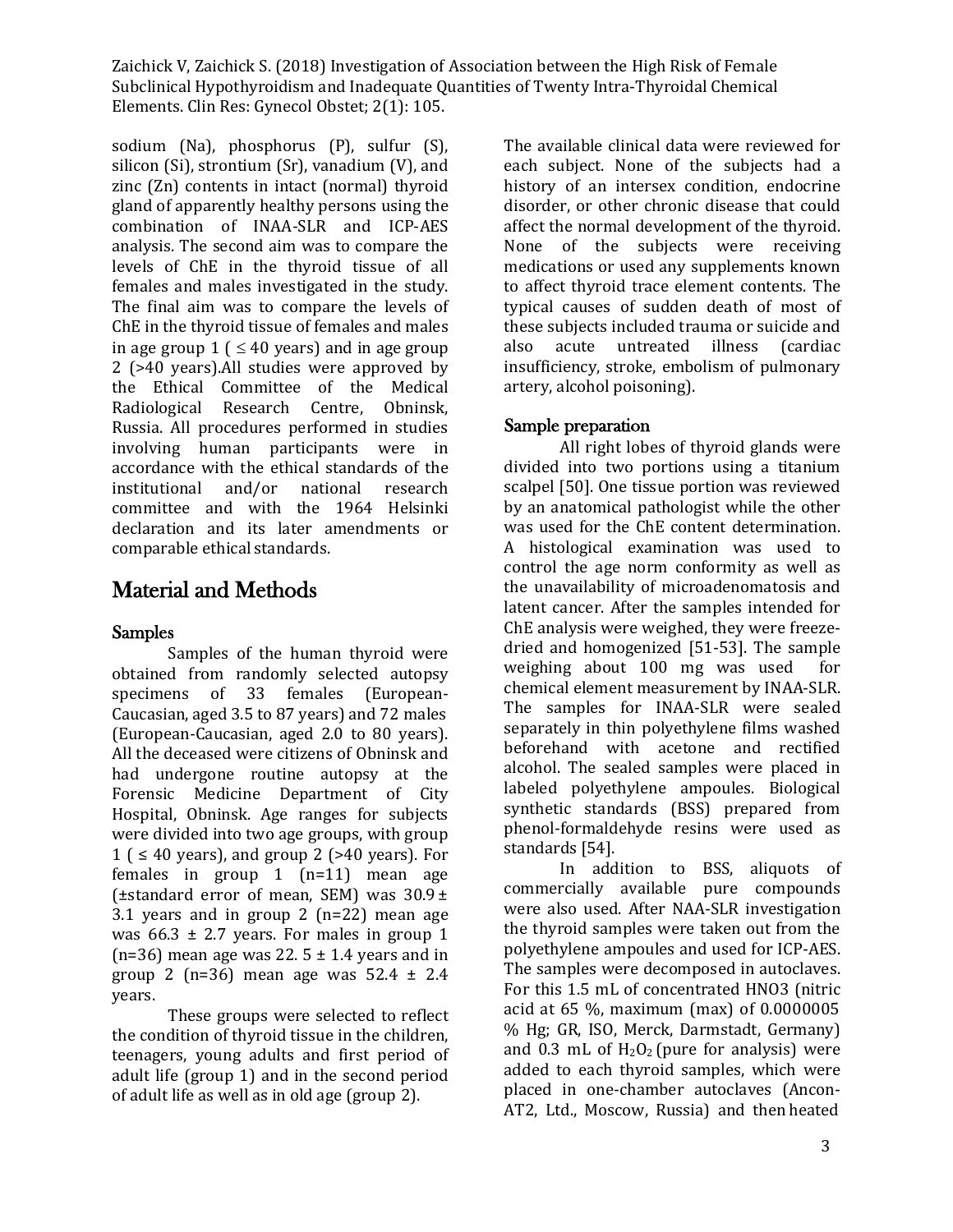sodium (Na), phosphorus (P), sulfur (S), silicon (Si), strontium (Sr), vanadium (V), and zinc (Zn) contents in intact (normal) thyroid gland of apparently healthy persons using the combination of INAA-SLR and ICP-AES analysis. The second aim was to compare the levels of ChE in the thyroid tissue of all females and males investigated in the study. The final aim was to compare the levels of ChE in the thyroid tissue of females and males in age group 1 ( ≤ 40 years) and in age group 2 (>40 years).All studies were approved by the Ethical Committee of the Medical Radiological Research Centre, Obninsk, Russia. All procedures performed in studies involving human participants were in accordance with the ethical standards of the institutional and/or national research committee and with the 1964 Helsinki declaration and its later amendments or comparable ethical standards.

# Material and Methods

## Samples

Samples of the human thyroid were obtained from randomly selected autopsy specimens of 33 females (European-Caucasian, aged 3.5 to 87 years) and 72 males (European-Caucasian, aged 2.0 to 80 years). All the deceased were citizens of Obninsk and had undergone routine autopsy at the Forensic Medicine Department of City Hospital, Obninsk. Age ranges for subjects were divided into two age groups, with group 1 ( ≤ 40 years), and group 2 (>40 years). For females in group 1 (n=11) mean age (±standard error of mean, SEM) was 30.9 ± 3.1 years and in group 2 (n=22) mean age was 66.3 ± 2.7 years. For males in group 1 (n=36) mean age was 22. 5 ± 1.4 years and in group 2 (n=36) mean age was 52.4 ± 2.4 years.

These groups were selected to reflect the condition of thyroid tissue in the children, teenagers, young adults and first period of adult life (group 1) and in the second period of adult life as well as in old age (group 2).

The available clinical data were reviewed for each subject. None of the subjects had a history of an intersex condition, endocrine disorder, or other chronic disease that could affect the normal development of the thyroid. None of the subjects were receiving medications or used any supplements known to affect thyroid trace element contents. The typical causes of sudden death of most of these subjects included trauma or suicide and also acute untreated illness (cardiac insufficiency, stroke, embolism of pulmonary artery, alcohol poisoning).

## Sample preparation

All right lobes of thyroid glands were divided into two portions using a titanium scalpel [50]. One tissue portion was reviewed by an anatomical pathologist while the other was used for the ChE content determination. A histological examination was used to control the age norm conformity as well as the unavailability of microadenomatosis and latent cancer. After the samples intended for ChE analysis were weighed, they were freeze-dried and homogenized [51-53]. The sample weighing about 100 mg was used for chemical element measurement by INAA-SLR. The samples for INAA-SLR were sealed separately in thin polyethylene films washed beforehand with acetone and rectified alcohol. The sealed samples were placed in labeled polyethylene ampoules. Biological synthetic standards (BSS) prepared from phenol-formaldehyde resins were used as standards [54].

In addition to BSS, aliquots of commercially available pure compounds were also used. After NAA-SLR investigation the thyroid samples were taken out from the polyethylene ampoules and used for ICP-AES. The samples were decomposed in autoclaves. For this 1.5 mL of concentrated $HNO_3$ (nitric acid at 65 %, maximum (max) of 0.0000005 % Hg; GR, ISO, Merck, Darmstadt, Germany) and 0.3 mL of $H_2O_2$ (pure for analysis) were added to each thyroid samples, which were placed in one-chamber autoclaves (Ancon-AT2, Ltd., Moscow, Russia) and then heated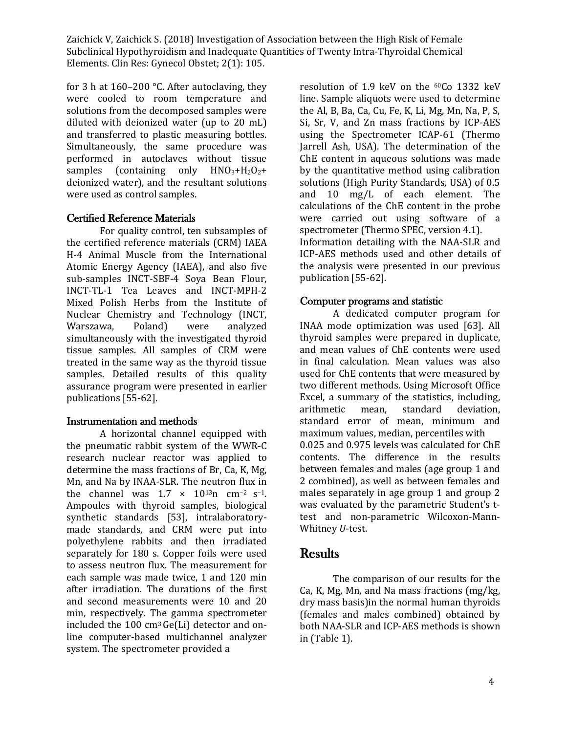for 3 h at 160–200 °C. After autoclaving, they were cooled to room temperature and solutions from the decomposed samples were diluted with deionized water (up to 20 mL) and transferred to plastic measuring bottles. Simultaneously, the same procedure was performed in autoclaves without tissue samples (containing only $HNO_3$+$H_2O_2$+ deionized water), and the resultant solutions were used as control samples.

### Certified Reference Materials

For quality control, ten subsamples of the certified reference materials (CRM) IAEA H-4 Animal Muscle from the International Atomic Energy Agency (IAEA), and also five sub-samples INCT-SBF-4 Soya Bean Flour, INCT-TL-1 Tea Leaves and INCT-MPH-2 Mixed Polish Herbs from the Institute of Nuclear Chemistry and Technology (INCT, Warszawa, Poland) were analyzed simultaneously with the investigated thyroid tissue samples. All samples of CRM were treated in the same way as the thyroid tissue samples. Detailed results of this quality assurance program were presented in earlier publications [55-62].

### Instrumentation and methods

A horizontal channel equipped with the pneumatic rabbit system of the WWR-C research nuclear reactor was applied to determine the mass fractions of Br, Ca, K, Mg, Mn, and Na by INAA-SLR. The neutron flux in the channel was $1.7 \times 10^{13}$n cm$^{-2}$ s$^{-1}$. Ampoules with thyroid samples, biological synthetic standards [53], intralaboratory-made standards, and CRM were put into polyethylene rabbits and then irradiated separately for 180 s. Copper foils were used to assess neutron flux. The measurement for each sample was made twice, 1 and 120 min after irradiation. The durations of the first and second measurements were 10 and 20 min, respectively. The gamma spectrometer included the 100 cm$^3$ Ge(Li) detector and on-line computer-based multichannel analyzer system. The spectrometer provided a resolution of 1.9 keV on the $^{60}$Co 1332 keV line. Sample aliquots were used to determine the Al, B, Ba, Ca, Cu, Fe, K, Li, Mg, Mn, Na, P, S, Si, Sr, V, and Zn mass fractions by ICP-AES using the Spectrometer ICAP-61 (Thermo Jarrell Ash, USA). The determination of the ChE content in aqueous solutions was made by the quantitative method using calibration solutions (High Purity Standards, USA) of 0.5 and 10 mg/L of each element. The calculations of the ChE content in the probe were carried out using software of a spectrometer (Thermo SPEC, version 4.1). Information detailing with the NAA-SLR and ICP-AES methods used and other details of the analysis were presented in our previous publication [55-62].

### Computer programs and statistic

A dedicated computer program for INAA mode optimization was used [63]. All thyroid samples were prepared in duplicate, and mean values of ChE contents were used in final calculation. Mean values was also used for ChE contents that were measured by two different methods. Using Microsoft Office Excel, a summary of the statistics, including, arithmetic mean, standard deviation, standard error of mean, minimum and maximum values, median, percentiles with 0.025 and 0.975 levels was calculated for ChE contents. The difference in the results between females and males (age group 1 and 2 combined), as well as between females and males separately in age group 1 and group 2 was evaluated by the parametric Student's t-test and non-parametric Wilcoxon-Mann-Whitney *U*-test.

## Results

The comparison of our results for the Ca, K, Mg, Mn, and Na mass fractions (mg/kg, dry mass basis)in the normal human thyroids (females and males combined) obtained by both NAA-SLR and ICP-AES methods is shown in (Table 1).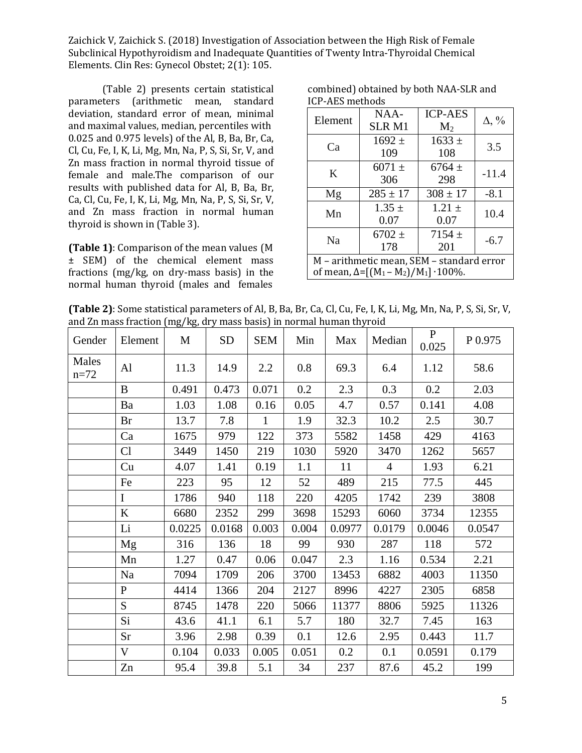(Table 2) presents certain statistical parameters (arithmetic mean, standard deviation, standard error of mean, minimal and maximal values, median, percentiles with 0.025 and 0.975 levels) of the Al, B, Ba, Br, Ca, Cl, Cu, Fe, I, K, Li, Mg, Mn, Na, P, S, Si, Sr, V, and Zn mass fraction in normal thyroid tissue of female and male.The comparison of our results with published data for Al, B, Ba, Br, Ca, Cl, Cu, Fe, I, K, Li, Mg, Mn, Na, P, S, Si, Sr, V, and Zn mass fraction in normal human thyroid is shown in (Table 3).

**(Table 1)**: Comparison of the mean values (M ± SEM) of the chemical element mass fractions (mg/kg, on dry-mass basis) in the normal human thyroid (males and females combined) obtained by both NAA-SLR and ICP-AES methods

| Element | NAA-SLR M1 | ICP-AES $M_2$ | Δ, % |
|---|---|---|---|
| Ca | 1692 ± 109 | 1633 ± 108 | 3.5 |
| K | 6071 ± 306 | 6764 ± 298 | -11.4 |
| Mg | 285 ± 17 | 308 ± 17 | -8.1 |
| Mn | 1.35 ± 0.07 | 1.21 ± 0.07 | 10.4 |
| Na | 6702 ± 178 | 7154 ± 201 | -6.7 |

M – arithmetic mean, SEM – standard error of mean, $\Delta=[(M_1 - M_2)/M_1]\cdot 100\%$.

**(Table 2)**: Some statistical parameters of Al, B, Ba, Br, Ca, Cl, Cu, Fe, I, K, Li, Mg, Mn, Na, P, S, Si, Sr, V, and Zn mass fraction (mg/kg, dry mass basis) in normal human thyroid

| Gender | Element | M | SD | SEM | Min | Max | Median | P 0.025 | P 0.975 |
|---|---|---|---|---|---|---|---|---|---|
| Males n=72 | Al | 11.3 | 14.9 | 2.2 | 0.8 | 69.3 | 6.4 | 1.12 | 58.6 |
| | B | 0.491 | 0.473 | 0.071 | 0.2 | 2.3 | 0.3 | 0.2 | 2.03 |
| | Ba | 1.03 | 1.08 | 0.16 | 0.05 | 4.7 | 0.57 | 0.141 | 4.08 |
| | Br | 13.7 | 7.8 | 1 | 1.9 | 32.3 | 10.2 | 2.5 | 30.7 |
| | Ca | 1675 | 979 | 122 | 373 | 5582 | 1458 | 429 | 4163 |
| | Cl | 3449 | 1450 | 219 | 1030 | 5920 | 3470 | 1262 | 5657 |
| | Cu | 4.07 | 1.41 | 0.19 | 1.1 | 11 | 4 | 1.93 | 6.21 |
| | Fe | 223 | 95 | 12 | 52 | 489 | 215 | 77.5 | 445 |
| | I | 1786 | 940 | 118 | 220 | 4205 | 1742 | 239 | 3808 |
| | K | 6680 | 2352 | 299 | 3698 | 15293 | 6060 | 3734 | 12355 |
| | Li | 0.0225 | 0.0168 | 0.003 | 0.004 | 0.0977 | 0.0179 | 0.0046 | 0.0547 |
| | Mg | 316 | 136 | 18 | 99 | 930 | 287 | 118 | 572 |
| | Mn | 1.27 | 0.47 | 0.06 | 0.047 | 2.3 | 1.16 | 0.534 | 2.21 |
| | Na | 7094 | 1709 | 206 | 3700 | 13453 | 6882 | 4003 | 11350 |
| | P | 4414 | 1366 | 204 | 2127 | 8996 | 4227 | 2305 | 6858 |
| | S | 8745 | 1478 | 220 | 5066 | 11377 | 8806 | 5925 | 11326 |
| | Si | 43.6 | 41.1 | 6.1 | 5.7 | 180 | 32.7 | 7.45 | 163 |
| | Sr | 3.96 | 2.98 | 0.39 | 0.1 | 12.6 | 2.95 | 0.443 | 11.7 |
| | V | 0.104 | 0.033 | 0.005 | 0.051 | 0.2 | 0.1 | 0.0591 | 0.179 |
| | Zn | 95.4 | 39.8 | 5.1 | 34 | 237 | 87.6 | 45.2 | 199 |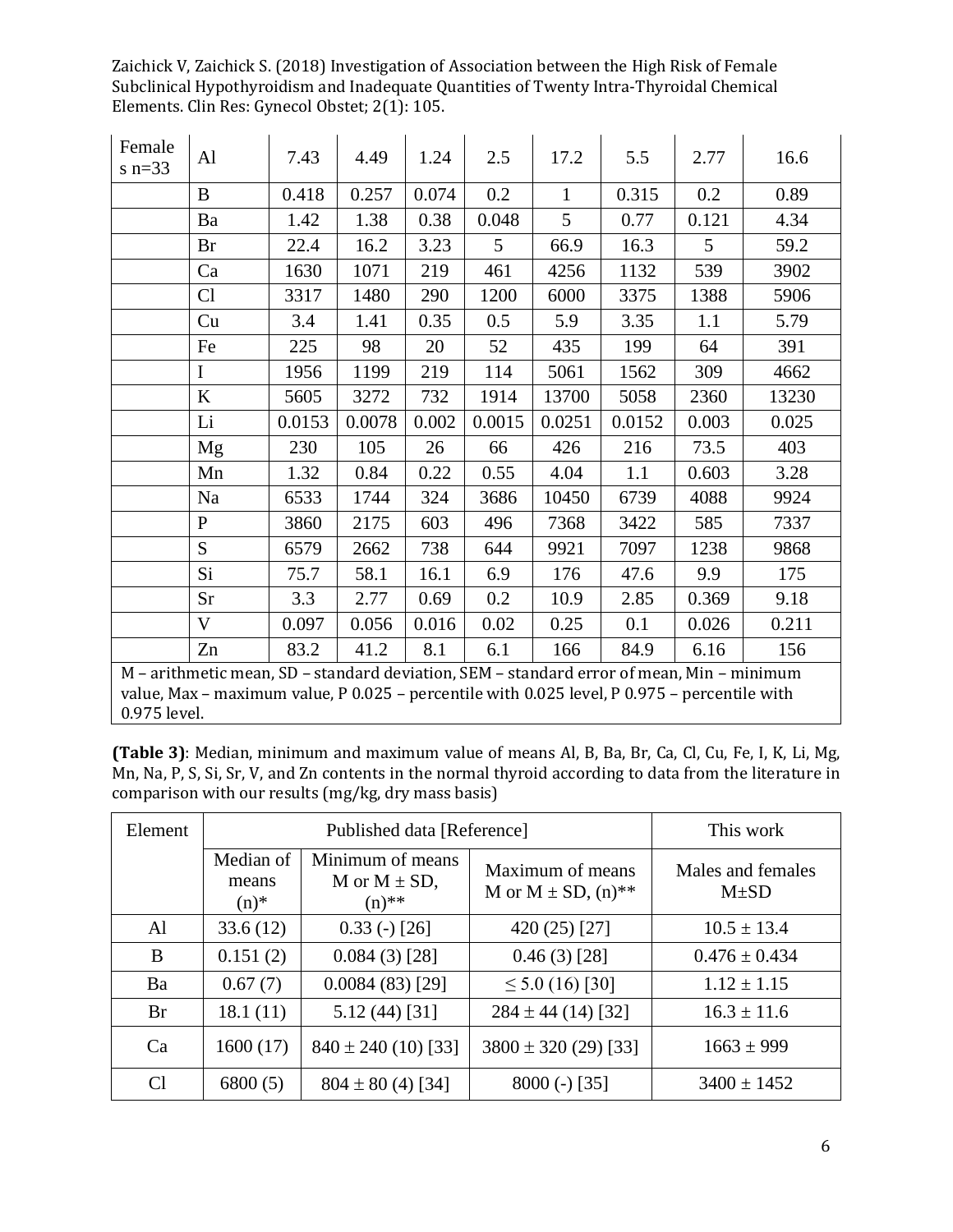| Females n=33 | Al | 7.43 | 4.49 | 1.24 | 2.5 | 17.2 | 5.5 | 2.77 | 16.6 |
|---|---|---|---|---|---|---|---|---|---|
| | B | 0.418 | 0.257 | 0.074 | 0.2 | 1 | 0.315 | 0.2 | 0.89 |
| | Ba | 1.42 | 1.38 | 0.38 | 0.048 | 5 | 0.77 | 0.121 | 4.34 |
| | Br | 22.4 | 16.2 | 3.23 | 5 | 66.9 | 16.3 | 5 | 59.2 |
| | Ca | 1630 | 1071 | 219 | 461 | 4256 | 1132 | 539 | 3902 |
| | Cl | 3317 | 1480 | 290 | 1200 | 6000 | 3375 | 1388 | 5906 |
| | Cu | 3.4 | 1.41 | 0.35 | 0.5 | 5.9 | 3.35 | 1.1 | 5.79 |
| | Fe | 225 | 98 | 20 | 52 | 435 | 199 | 64 | 391 |
| | I | 1956 | 1199 | 219 | 114 | 5061 | 1562 | 309 | 4662 |
| | K | 5605 | 3272 | 732 | 1914 | 13700 | 5058 | 2360 | 13230 |
| | Li | 0.0153 | 0.0078 | 0.002 | 0.0015 | 0.0251 | 0.0152 | 0.003 | 0.025 |
| | Mg | 230 | 105 | 26 | 66 | 426 | 216 | 73.5 | 403 |
| | Mn | 1.32 | 0.84 | 0.22 | 0.55 | 4.04 | 1.1 | 0.603 | 3.28 |
| | Na | 6533 | 1744 | 324 | 3686 | 10450 | 6739 | 4088 | 9924 |
| | P | 3860 | 2175 | 603 | 496 | 7368 | 3422 | 585 | 7337 |
| | S | 6579 | 2662 | 738 | 644 | 9921 | 7097 | 1238 | 9868 |
| | Si | 75.7 | 58.1 | 16.1 | 6.9 | 176 | 47.6 | 9.9 | 175 |
| | Sr | 3.3 | 2.77 | 0.69 | 0.2 | 10.9 | 2.85 | 0.369 | 9.18 |
| | V | 0.097 | 0.056 | 0.016 | 0.02 | 0.25 | 0.1 | 0.026 | 0.211 |
| | Zn | 83.2 | 41.2 | 8.1 | 6.1 | 166 | 84.9 | 6.16 | 156 |

M – arithmetic mean, SD – standard deviation, SEM – standard error of mean, Min – minimum value, Max – maximum value, P 0.025 – percentile with 0.025 level, P 0.975 – percentile with 0.975 level.

**(Table 3)**: Median, minimum and maximum value of means Al, B, Ba, Br, Ca, Cl, Cu, Fe, I, K, Li, Mg, Mn, Na, P, S, Si, Sr, V, and Zn contents in the normal thyroid according to data from the literature in comparison with our results (mg/kg, dry mass basis)

| Element | Published data [Reference] | | | This work |
|---|---|---|---|---|
| | Median of means (n)* | Minimum of means M or M ± SD, (n)** | Maximum of means M or M ± SD, (n)** | Males and females M±SD |
| Al | 33.6 (12) | 0.33 (-) [26] | 420 (25) [27] | 10.5 ± 13.4 |
| B | 0.151 (2) | 0.084 (3) [28] | 0.46 (3) [28] | 0.476 ± 0.434 |
| Ba | 0.67 (7) | 0.0084 (83) [29] | ≤ 5.0 (16) [30] | 1.12 ± 1.15 |
| Br | 18.1 (11) | 5.12 (44) [31] | 284 ± 44 (14) [32] | 16.3 ± 11.6 |
| Ca | 1600 (17) | 840 ± 240 (10) [33] | 3800 ± 320 (29) [33] | 1663 ± 999 |
| Cl | 6800 (5) | 804 ± 80 (4) [34] | 8000 (-) [35] | 3400 ± 1452 |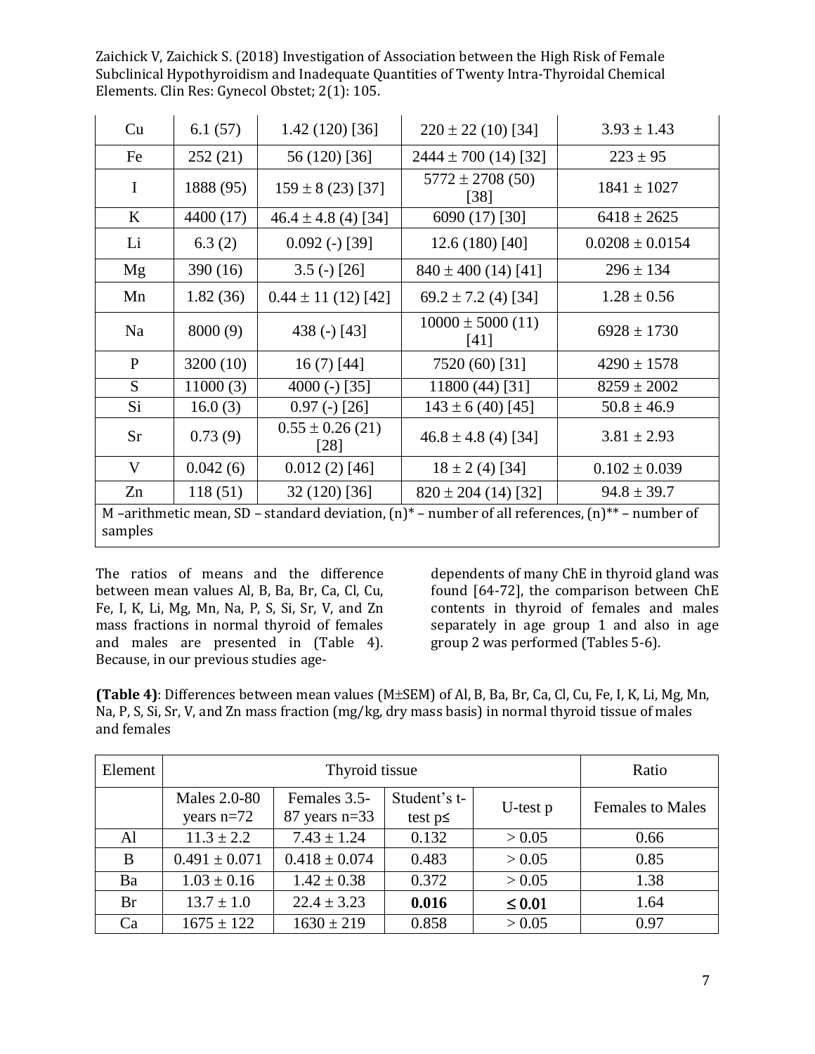| Cu | 6.1 (57) | 1.42 (120) [36] | 220 ± 22 (10) [34] | 3.93 ± 1.43 |
|---|---|---|---|---|
| Fe | 252 (21) | 56 (120) [36] | 2444 ± 700 (14) [32] | 223 ± 95 |
| I | 1888 (95) | 159 ± 8 (23) [37] | 5772 ± 2708 (50) [38] | 1841 ± 1027 |
| K | 4400 (17) | 46.4 ± 4.8 (4) [34] | 6090 (17) [30] | 6418 ± 2625 |
| Li | 6.3 (2) | 0.092 (-) [39] | 12.6 (180) [40] | 0.0208 ± 0.0154 |
| Mg | 390 (16) | 3.5 (-) [26] | 840 ± 400 (14) [41] | 296 ± 134 |
| Mn | 1.82 (36) | 0.44 ± 11 (12) [42] | 69.2 ± 7.2 (4) [34] | 1.28 ± 0.56 |
| Na | 8000 (9) | 438 (-) [43] | 10000 ± 5000 (11) [41] | 6928 ± 1730 |
| P | 3200 (10) | 16 (7) [44] | 7520 (60) [31] | 4290 ± 1578 |
| S | 11000 (3) | 4000 (-) [35] | 11800 (44) [31] | 8259 ± 2002 |
| Si | 16.0 (3) | 0.97 (-) [26] | 143 ± 6 (40) [45] | 50.8 ± 46.9 |
| Sr | 0.73 (9) | 0.55 ± 0.26 (21) [28] | 46.8 ± 4.8 (4) [34] | 3.81 ± 2.93 |
| V | 0.042 (6) | 0.012 (2) [46] | 18 ± 2 (4) [34] | 0.102 ± 0.039 |
| Zn | 118 (51) | 32 (120) [36] | 820 ± 204 (14) [32] | 94.8 ± 39.7 |

M –arithmetic mean, SD – standard deviation, (n)* – number of all references, (n)** – number of samples

The ratios of means and the difference between mean values Al, B, Ba, Br, Ca, Cl, Cu, Fe, I, K, Li, Mg, Mn, Na, P, S, Si, Sr, V, and Zn mass fractions in normal thyroid of females and males are presented in (Table 4). Because, in our previous studies age-dependents of many ChE in thyroid gland was found [64-72], the comparison between ChE contents in thyroid of females and males separately in age group 1 and also in age group 2 was performed (Tables 5-6).

**(Table 4)**: Differences between mean values (M±SEM) of Al, B, Ba, Br, Ca, Cl, Cu, Fe, I, K, Li, Mg, Mn, Na, P, S, Si, Sr, V, and Zn mass fraction (mg/kg, dry mass basis) in normal thyroid tissue of males and females

| Element | Thyroid tissue | | | | Ratio |
|---|---|---|---|---|---|
| | Males 2.0-80 years n=72 | Females 3.5-87 years n=33 | Student's t-test p≤ | U-test p | Females to Males |
| Al | 11.3 ± 2.2 | 7.43 ± 1.24 | 0.132 | > 0.05 | 0.66 |
| B | 0.491 ± 0.071 | 0.418 ± 0.074 | 0.483 | > 0.05 | 0.85 |
| Ba | 1.03 ± 0.16 | 1.42 ± 0.38 | 0.372 | > 0.05 | 1.38 |
| Br | 13.7 ± 1.0 | 22.4 ± 3.23 | **0.016** | **≤ 0.01** | 1.64 |
| Ca | 1675 ± 122 | 1630 ± 219 | 0.858 | > 0.05 | 0.97 |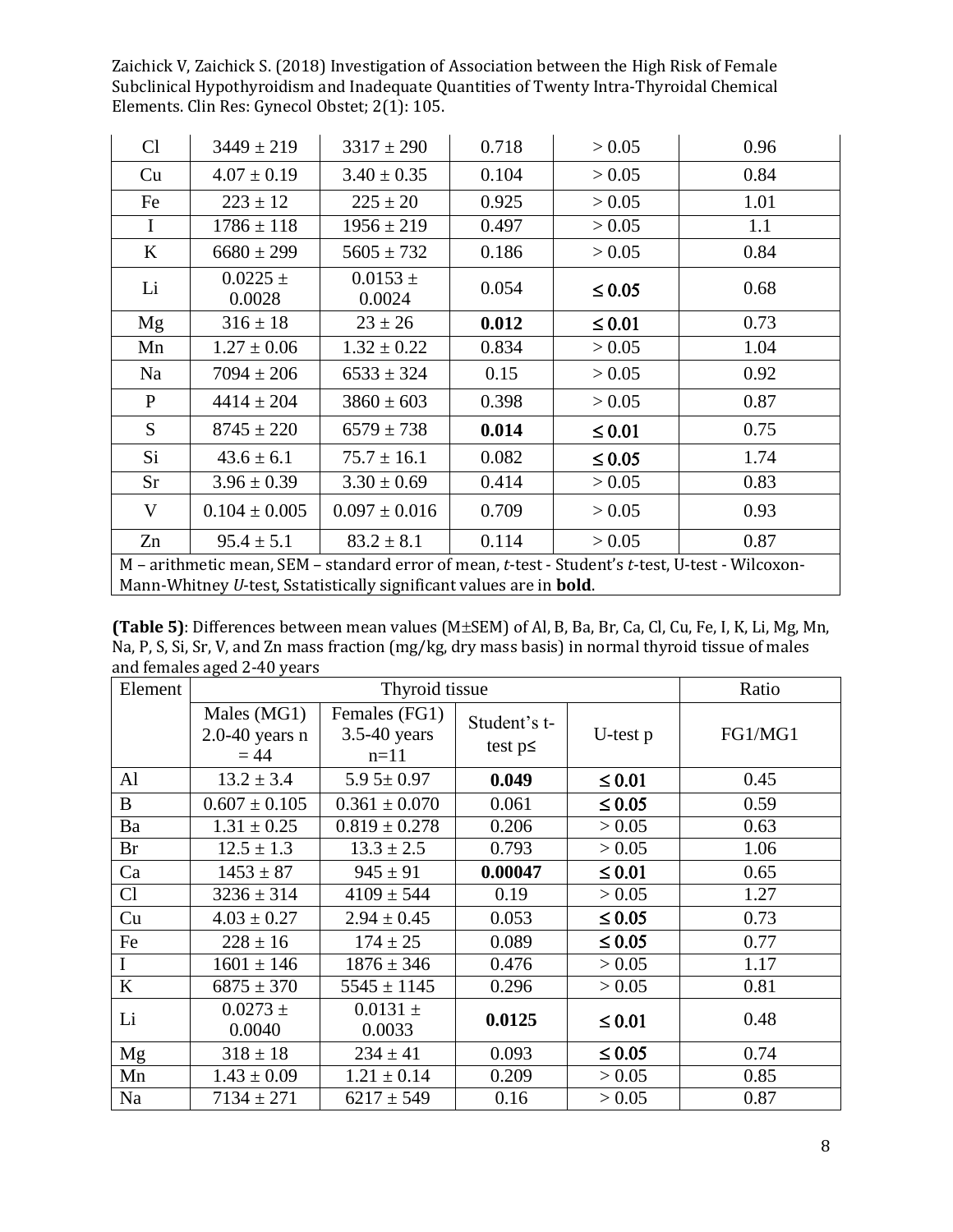| Cl | 3449 ± 219 | 3317 ± 290 | 0.718 | > 0.05 | 0.96 |
|---|---|---|---|---|---|
| Cu | 4.07 ± 0.19 | 3.40 ± 0.35 | 0.104 | > 0.05 | 0.84 |
| Fe | 223 ± 12 | 225 ± 20 | 0.925 | > 0.05 | 1.01 |
| I | 1786 ± 118 | 1956 ± 219 | 0.497 | > 0.05 | 1.1 |
| K | 6680 ± 299 | 5605 ± 732 | 0.186 | > 0.05 | 0.84 |
| Li | 0.0225 ± 0.0028 | 0.0153 ± 0.0024 | 0.054 | **≤ 0.05** | 0.68 |
| Mg | 316 ± 18 | 23 ± 26 | **0.012** | **≤ 0.01** | 0.73 |
| Mn | 1.27 ± 0.06 | 1.32 ± 0.22 | 0.834 | > 0.05 | 1.04 |
| Na | 7094 ± 206 | 6533 ± 324 | 0.15 | > 0.05 | 0.92 |
| P | 4414 ± 204 | 3860 ± 603 | 0.398 | > 0.05 | 0.87 |
| S | 8745 ± 220 | 6579 ± 738 | **0.014** | **≤ 0.01** | 0.75 |
| Si | 43.6 ± 6.1 | 75.7 ± 16.1 | 0.082 | **≤ 0.05** | 1.74 |
| Sr | 3.96 ± 0.39 | 3.30 ± 0.69 | 0.414 | > 0.05 | 0.83 |
| V | 0.104 ± 0.005 | 0.097 ± 0.016 | 0.709 | > 0.05 | 0.93 |
| Zn | 95.4 ± 5.1 | 83.2 ± 8.1 | 0.114 | > 0.05 | 0.87 |

M – arithmetic mean, SEM – standard error of mean, *t*-test - Student's *t*-test, U-test - Wilcoxon-Mann-Whitney *U*-test, Sstatistically significant values are in **bold**.

**(Table 5)**: Differences between mean values (M±SEM) of Al, B, Ba, Br, Ca, Cl, Cu, Fe, I, K, Li, Mg, Mn, Na, P, S, Si, Sr, V, and Zn mass fraction (mg/kg, dry mass basis) in normal thyroid tissue of males and females aged 2-40 years

| Element | Thyroid tissue | | | | Ratio |
|---|---|---|---|---|---|
| | Males (MG1) 2.0-40 years n = 44 | Females (FG1) 3.5-40 years n=11 | Student's t-test p≤ | U-test p | FG1/MG1 |
| Al | 13.2 ± 3.4 | 5.9 5± 0.97 | **0.049** | **≤ 0.01** | 0.45 |
| B | 0.607 ± 0.105 | 0.361 ± 0.070 | 0.061 | **≤ 0.05** | 0.59 |
| Ba | 1.31 ± 0.25 | 0.819 ± 0.278 | 0.206 | > 0.05 | 0.63 |
| Br | 12.5 ± 1.3 | 13.3 ± 2.5 | 0.793 | > 0.05 | 1.06 |
| Ca | 1453 ± 87 | 945 ± 91 | **0.00047** | **≤ 0.01** | 0.65 |
| Cl | 3236 ± 314 | 4109 ± 544 | 0.19 | > 0.05 | 1.27 |
| Cu | 4.03 ± 0.27 | 2.94 ± 0.45 | 0.053 | **≤ 0.05** | 0.73 |
| Fe | 228 ± 16 | 174 ± 25 | 0.089 | **≤ 0.05** | 0.77 |
| I | 1601 ± 146 | 1876 ± 346 | 0.476 | > 0.05 | 1.17 |
| K | 6875 ± 370 | 5545 ± 1145 | 0.296 | > 0.05 | 0.81 |
| Li | 0.0273 ± 0.0040 | 0.0131 ± 0.0033 | **0.0125** | **≤ 0.01** | 0.48 |
| Mg | 318 ± 18 | 234 ± 41 | 0.093 | **≤ 0.05** | 0.74 |
| Mn | 1.43 ± 0.09 | 1.21 ± 0.14 | 0.209 | > 0.05 | 0.85 |
| Na | 7134 ± 271 | 6217 ± 549 | 0.16 | > 0.05 | 0.87 |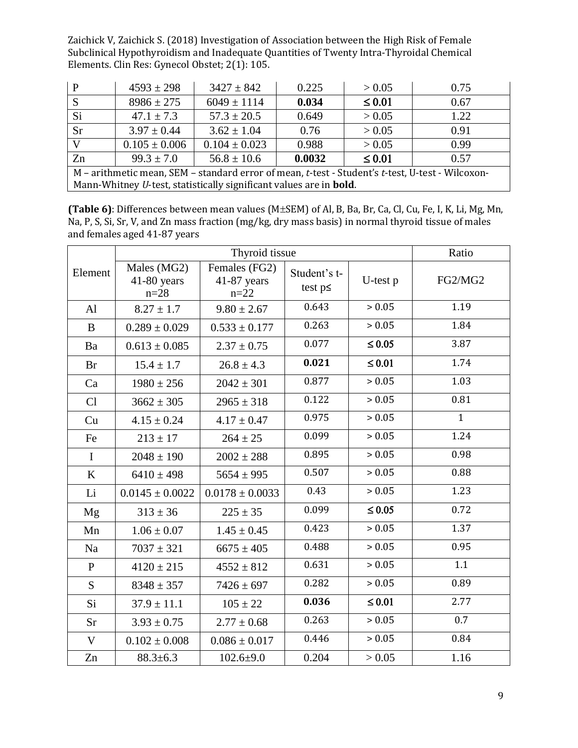| P | 4593 ± 298 | 3427 ± 842 | 0.225 | > 0.05 | 0.75 |
|---|---|---|---|---|---|
| S | 8986 ± 275 | 6049 ± 1114 | **0.034** | **≤ 0.01** | 0.67 |
| Si | 47.1 ± 7.3 | 57.3 ± 20.5 | 0.649 | > 0.05 | 1.22 |
| Sr | 3.97 ± 0.44 | 3.62 ± 1.04 | 0.76 | > 0.05 | 0.91 |
| V | 0.105 ± 0.006 | 0.104 ± 0.023 | 0.988 | > 0.05 | 0.99 |
| Zn | 99.3 ± 7.0 | 56.8 ± 10.6 | **0.0032** | **≤ 0.01** | 0.57 |

M – arithmetic mean, SEM – standard error of mean, *t*-test - Student's *t*-test, U-test - Wilcoxon-Mann-Whitney *U*-test, statistically significant values are in **bold**.

**(Table 6)**: Differences between mean values (M±SEM) of Al, B, Ba, Br, Ca, Cl, Cu, Fe, I, K, Li, Mg, Mn, Na, P, S, Si, Sr, V, and Zn mass fraction (mg/kg, dry mass basis) in normal thyroid tissue of males and females aged 41-87 years

| Element | Thyroid tissue | | | | Ratio |
|---|---|---|---|---|---|
| | Males (MG2) 41-80 years n=28 | Females (FG2) 41-87 years n=22 | Student's t-test p≤ | U-test p | FG2/MG2 |
| Al | 8.27 ± 1.7 | 9.80 ± 2.67 | 0.643 | > 0.05 | 1.19 |
| B | 0.289 ± 0.029 | 0.533 ± 0.177 | 0.263 | > 0.05 | 1.84 |
| Ba | 0.613 ± 0.085 | 2.37 ± 0.75 | 0.077 | **≤ 0.05** | 3.87 |
| Br | 15.4 ± 1.7 | 26.8 ± 4.3 | **0.021** | **≤ 0.01** | 1.74 |
| Ca | 1980 ± 256 | 2042 ± 301 | 0.877 | > 0.05 | 1.03 |
| Cl | 3662 ± 305 | 2965 ± 318 | 0.122 | > 0.05 | 0.81 |
| Cu | 4.15 ± 0.24 | 4.17 ± 0.47 | 0.975 | > 0.05 | 1 |
| Fe | 213 ± 17 | 264 ± 25 | 0.099 | > 0.05 | 1.24 |
| I | 2048 ± 190 | 2002 ± 288 | 0.895 | > 0.05 | 0.98 |
| K | 6410 ± 498 | 5654 ± 995 | 0.507 | > 0.05 | 0.88 |
| Li | 0.0145 ± 0.0022 | 0.0178 ± 0.0033 | 0.43 | > 0.05 | 1.23 |
| Mg | 313 ± 36 | 225 ± 35 | 0.099 | **≤ 0.05** | 0.72 |
| Mn | 1.06 ± 0.07 | 1.45 ± 0.45 | 0.423 | > 0.05 | 1.37 |
| Na | 7037 ± 321 | 6675 ± 405 | 0.488 | > 0.05 | 0.95 |
| P | 4120 ± 215 | 4552 ± 812 | 0.631 | > 0.05 | 1.1 |
| S | 8348 ± 357 | 7426 ± 697 | 0.282 | > 0.05 | 0.89 |
| Si | 37.9 ± 11.1 | 105 ± 22 | **0.036** | **≤ 0.01** | 2.77 |
| Sr | 3.93 ± 0.75 | 2.77 ± 0.68 | 0.263 | > 0.05 | 0.7 |
| V | 0.102 ± 0.008 | 0.086 ± 0.017 | 0.446 | > 0.05 | 0.84 |
| Zn | 88.3±6.3 | 102.6±9.0 | 0.204 | > 0.05 | 1.16 |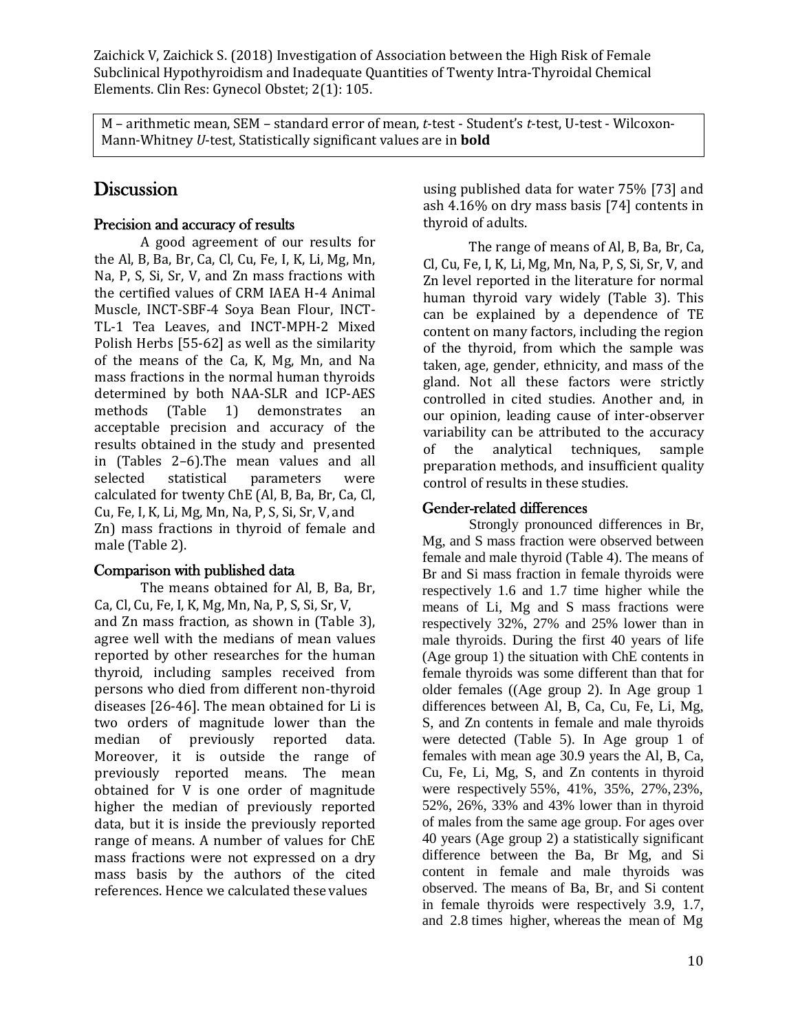M – arithmetic mean, SEM – standard error of mean, *t*-test - Student's *t*-test, U-test - Wilcoxon-Mann-Whitney *U*-test, Statistically significant values are in **bold**

## Discussion

### Precision and accuracy of results

A good agreement of our results for the Al, B, Ba, Br, Ca, Cl, Cu, Fe, I, K, Li, Mg, Mn, Na, P, S, Si, Sr, V, and Zn mass fractions with the certified values of CRM IAEA H-4 Animal Muscle, INCT-SBF-4 Soya Bean Flour, INCT-TL-1 Tea Leaves, and INCT-MPH-2 Mixed Polish Herbs [55-62] as well as the similarity of the means of the Ca, K, Mg, Mn, and Na mass fractions in the normal human thyroids determined by both NAA-SLR and ICP-AES methods (Table 1) demonstrates an acceptable precision and accuracy of the results obtained in the study and presented in (Tables 2–6).The mean values and all selected statistical parameters were calculated for twenty ChE (Al, B, Ba, Br, Ca, Cl, Cu, Fe, I, K, Li, Mg, Mn, Na, P, S, Si, Sr, V, and Zn) mass fractions in thyroid of female and male (Table 2).

### Comparison with published data

The means obtained for Al, B, Ba, Br, Ca, Cl, Cu, Fe, I, K, Mg, Mn, Na, P, S, Si, Sr, V, and Zn mass fraction, as shown in (Table 3), agree well with the medians of mean values reported by other researches for the human thyroid, including samples received from persons who died from different non-thyroid diseases [26-46]. The mean obtained for Li is two orders of magnitude lower than the median of previously reported data. Moreover, it is outside the range of previously reported means. The mean obtained for V is one order of magnitude higher the median of previously reported data, but it is inside the previously reported range of means. A number of values for ChE mass fractions were not expressed on a dry mass basis by the authors of the cited references. Hence we calculated these values using published data for water 75% [73] and ash 4.16% on dry mass basis [74] contents in thyroid of adults.

The range of means of Al, B, Ba, Br, Ca, Cl, Cu, Fe, I, K, Li, Mg, Mn, Na, P, S, Si, Sr, V, and Zn level reported in the literature for normal human thyroid vary widely (Table 3). This can be explained by a dependence of TE content on many factors, including the region of the thyroid, from which the sample was taken, age, gender, ethnicity, and mass of the gland. Not all these factors were strictly controlled in cited studies. Another and, in our opinion, leading cause of inter-observer variability can be attributed to the accuracy of the analytical techniques, sample preparation methods, and insufficient quality control of results in these studies.

### Gender-related differences

Strongly pronounced differences in Br, Mg, and S mass fraction were observed between female and male thyroid (Table 4). The means of Br and Si mass fraction in female thyroids were respectively 1.6 and 1.7 time higher while the means of Li, Mg and S mass fractions were respectively 32%, 27% and 25% lower than in male thyroids. During the first 40 years of life (Age group 1) the situation with ChE contents in female thyroids was some different than that for older females ((Age group 2). In Age group 1 differences between Al, B, Ca, Cu, Fe, Li, Mg, S, and Zn contents in female and male thyroids were detected (Table 5). In Age group 1 of females with mean age 30.9 years the Al, B, Ca, Cu, Fe, Li, Mg, S, and Zn contents in thyroid were respectively 55%, 41%, 35%, 27%, 23%, 52%, 26%, 33% and 43% lower than in thyroid of males from the same age group. For ages over 40 years (Age group 2) a statistically significant difference between the Ba, Br Mg, and Si content in female and male thyroids was observed. The means of Ba, Br, and Si content in female thyroids were respectively 3.9, 1.7, and 2.8 times higher, whereas the mean of Mg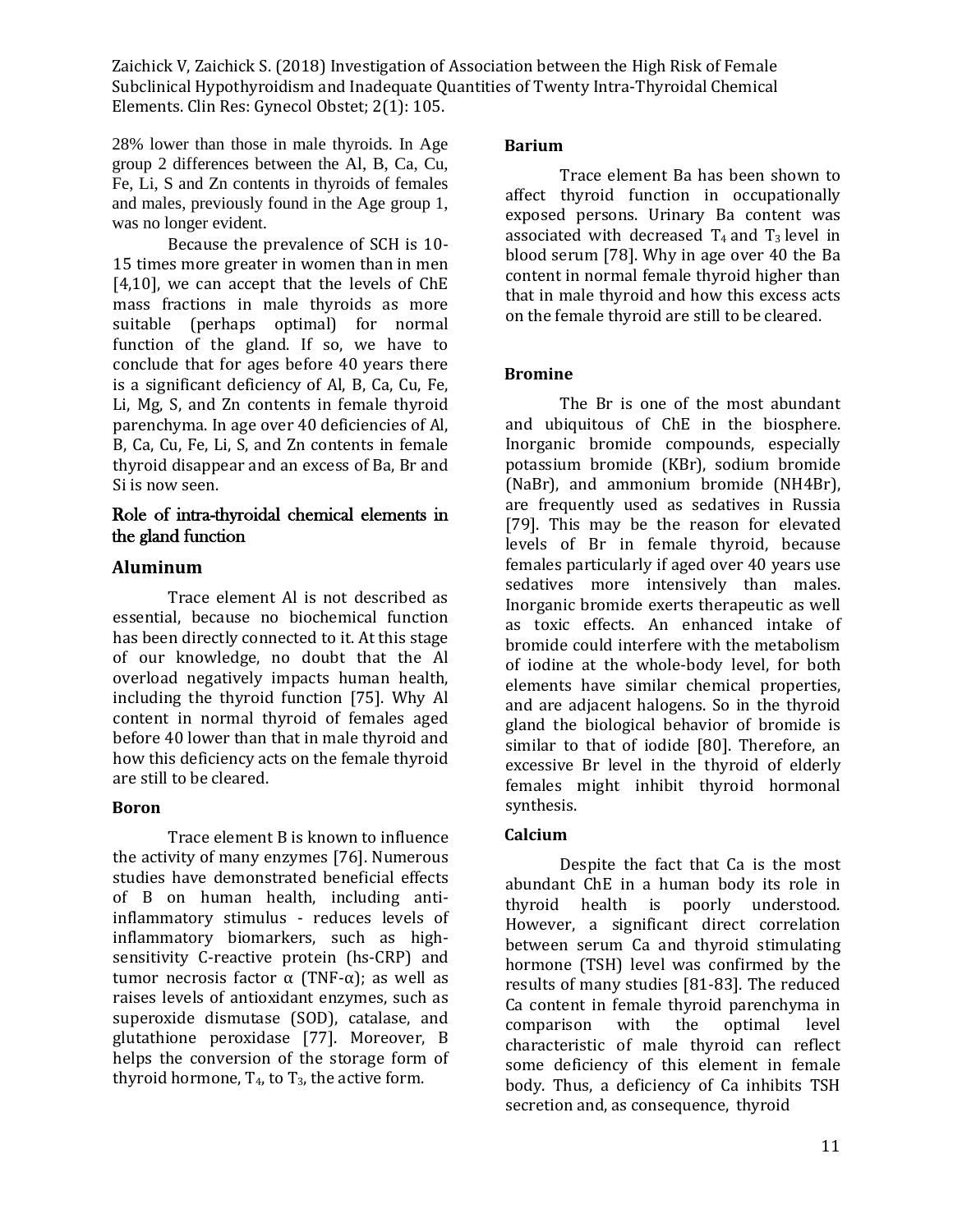28% lower than those in male thyroids. In Age group 2 differences between the Al, B, Ca, Cu, Fe, Li, S and Zn contents in thyroids of females and males, previously found in the Age group 1, was no longer evident.

Because the prevalence of SCH is 10-15 times more greater in women than in men [4,10], we can accept that the levels of ChE mass fractions in male thyroids as more suitable (perhaps optimal) for normal function of the gland. If so, we have to conclude that for ages before 40 years there is a significant deficiency of Al, B, Ca, Cu, Fe, Li, Mg, S, and Zn contents in female thyroid parenchyma. In age over 40 deficiencies of Al, B, Ca, Cu, Fe, Li, S, and Zn contents in female thyroid disappear and an excess of Ba, Br and Si is now seen.

## Role of intra-thyroidal chemical elements in the gland function

### Aluminum

Trace element Al is not described as essential, because no biochemical function has been directly connected to it. At this stage of our knowledge, no doubt that the Al overload negatively impacts human health, including the thyroid function [75]. Why Al content in normal thyroid of females aged before 40 lower than that in male thyroid and how this deficiency acts on the female thyroid are still to be cleared.

### Boron

Trace element B is known to influence the activity of many enzymes [76]. Numerous studies have demonstrated beneficial effects of B on human health, including anti-inflammatory stimulus - reduces levels of inflammatory biomarkers, such as high-sensitivity C-reactive protein (hs-CRP) and tumor necrosis factor α (TNF-α); as well as raises levels of antioxidant enzymes, such as superoxide dismutase (SOD), catalase, and glutathione peroxidase [77]. Moreover, B helps the conversion of the storage form of thyroid hormone, $T_4$, to $T_3$, the active form.

### Barium

Trace element Ba has been shown to affect thyroid function in occupationally exposed persons. Urinary Ba content was associated with decreased $T_4$ and $T_3$ level in blood serum [78]. Why in age over 40 the Ba content in normal female thyroid higher than that in male thyroid and how this excess acts on the female thyroid are still to be cleared.

### Bromine

The Br is one of the most abundant and ubiquitous of ChE in the biosphere. Inorganic bromide compounds, especially potassium bromide (KBr), sodium bromide (NaBr), and ammonium bromide ($NH_4Br$), are frequently used as sedatives in Russia [79]. This may be the reason for elevated levels of Br in female thyroid, because females particularly if aged over 40 years use sedatives more intensively than males. Inorganic bromide exerts therapeutic as well as toxic effects. An enhanced intake of bromide could interfere with the metabolism of iodine at the whole-body level, for both elements have similar chemical properties, and are adjacent halogens. So in the thyroid gland the biological behavior of bromide is similar to that of iodide [80]. Therefore, an excessive Br level in the thyroid of elderly females might inhibit thyroid hormonal synthesis.

### Calcium

Despite the fact that Ca is the most abundant ChE in a human body its role in thyroid health is poorly understood. However, a significant direct correlation between serum Ca and thyroid stimulating hormone (TSH) level was confirmed by the results of many studies [81-83]. The reduced Ca content in female thyroid parenchyma in comparison with the optimal level characteristic of male thyroid can reflect some deficiency of this element in female body. Thus, a deficiency of Ca inhibits TSH secretion and, as consequence, thyroid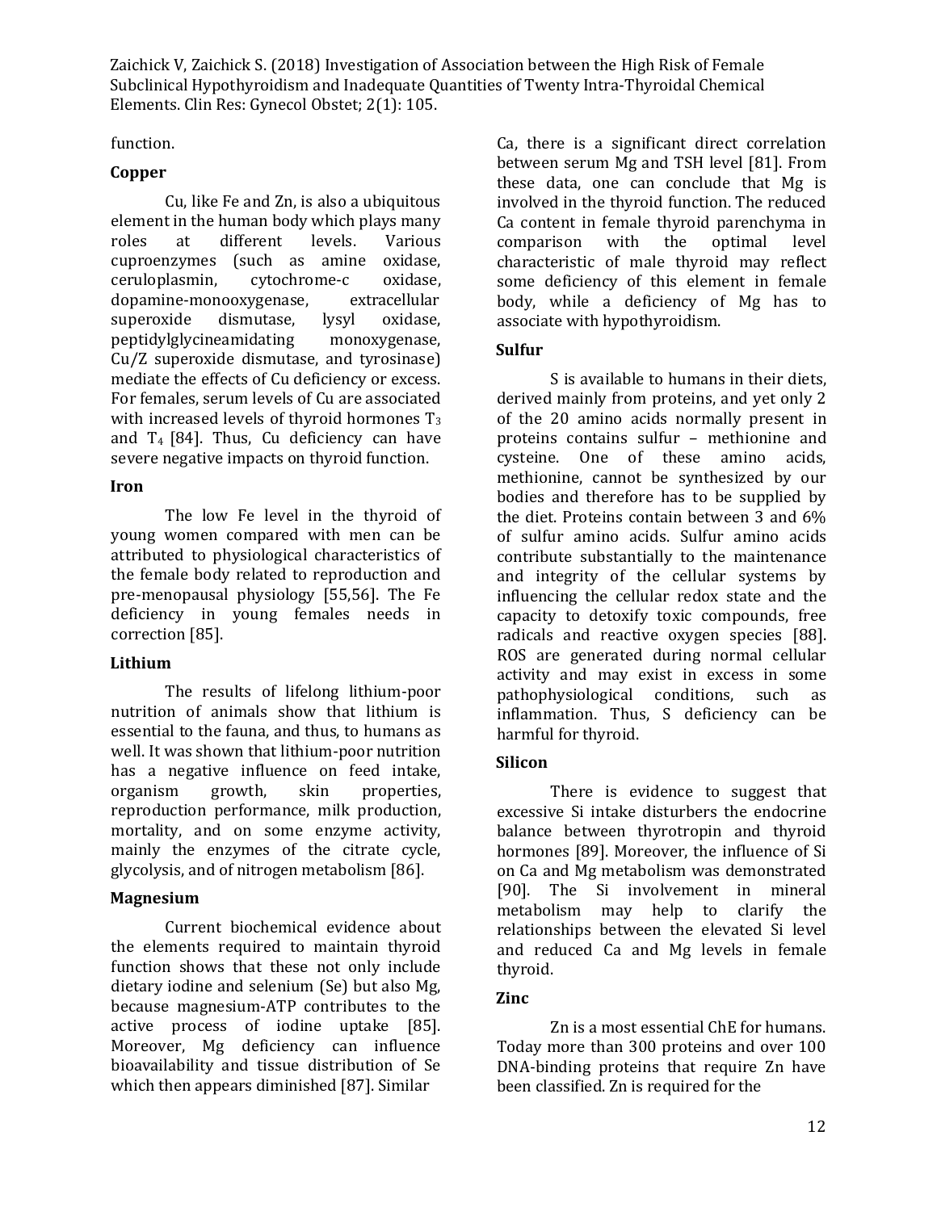function.

### Copper

Cu, like Fe and Zn, is also a ubiquitous element in the human body which plays many roles at different levels. Various cuproenzymes (such as amine oxidase, ceruloplasmin, cytochrome-c oxidase, dopamine-monooxygenase, extracellular superoxide dismutase, lysyl oxidase, peptidylglycineamidating monoxygenase, Cu/Z superoxide dismutase, and tyrosinase) mediate the effects of Cu deficiency or excess. For females, serum levels of Cu are associated with increased levels of thyroid hormones $T_3$ and $T_4$ [84]. Thus, Cu deficiency can have severe negative impacts on thyroid function.

### Iron

The low Fe level in the thyroid of young women compared with men can be attributed to physiological characteristics of the female body related to reproduction and pre-menopausal physiology [55,56]. The Fe deficiency in young females needs in correction [85].

### Lithium

The results of lifelong lithium-poor nutrition of animals show that lithium is essential to the fauna, and thus, to humans as well. It was shown that lithium-poor nutrition has a negative influence on feed intake, organism growth, skin properties, reproduction performance, milk production, mortality, and on some enzyme activity, mainly the enzymes of the citrate cycle, glycolysis, and of nitrogen metabolism [86].

### Magnesium

Current biochemical evidence about the elements required to maintain thyroid function shows that these not only include dietary iodine and selenium (Se) but also Mg, because magnesium-ATP contributes to the active process of iodine uptake [85]. Moreover, Mg deficiency can influence bioavailability and tissue distribution of Se which then appears diminished [87]. Similar Ca, there is a significant direct correlation between serum Mg and TSH level [81]. From these data, one can conclude that Mg is involved in the thyroid function. The reduced Ca content in female thyroid parenchyma in comparison with the optimal level characteristic of male thyroid may reflect some deficiency of this element in female body, while a deficiency of Mg has to associate with hypothyroidism.

### Sulfur

S is available to humans in their diets, derived mainly from proteins, and yet only 2 of the 20 amino acids normally present in proteins contains sulfur – methionine and cysteine. One of these amino acids, methionine, cannot be synthesized by our bodies and therefore has to be supplied by the diet. Proteins contain between 3 and 6% of sulfur amino acids. Sulfur amino acids contribute substantially to the maintenance and integrity of the cellular systems by influencing the cellular redox state and the capacity to detoxify toxic compounds, free radicals and reactive oxygen species [88]. ROS are generated during normal cellular activity and may exist in excess in some pathophysiological conditions, such as inflammation. Thus, S deficiency can be harmful for thyroid.

### Silicon

There is evidence to suggest that excessive Si intake disturbers the endocrine balance between thyrotropin and thyroid hormones [89]. Moreover, the influence of Si on Ca and Mg metabolism was demonstrated [90]. The Si involvement in mineral metabolism may help to clarify the relationships between the elevated Si level and reduced Ca and Mg levels in female thyroid.

### Zinc

Zn is a most essential ChE for humans. Today more than 300 proteins and over 100 DNA-binding proteins that require Zn have been classified. Zn is required for the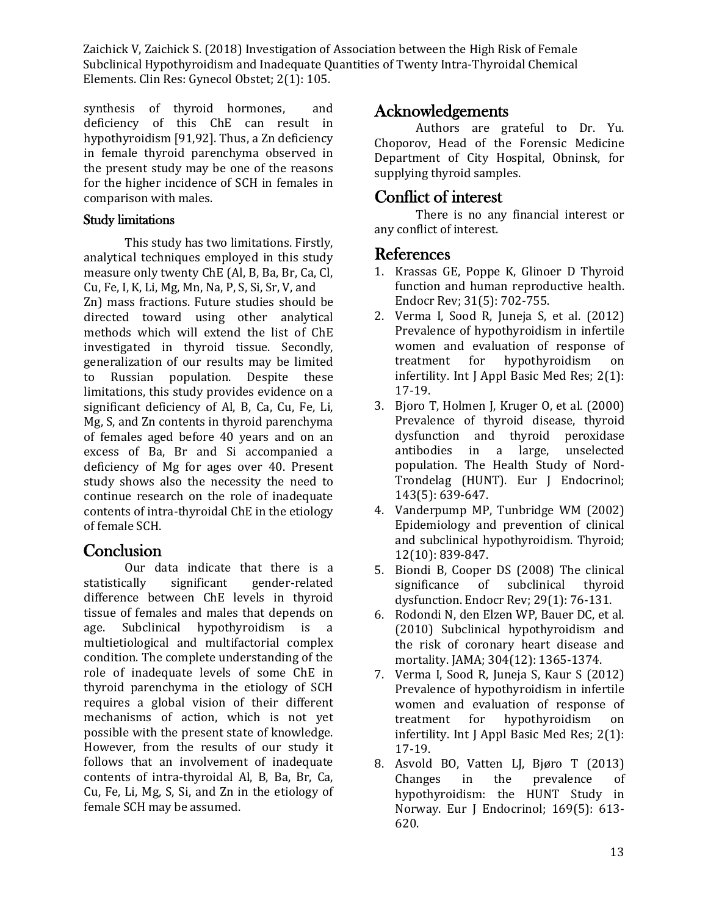synthesis of thyroid hormones, and deficiency of this ChE can result in hypothyroidism [91,92]. Thus, a Zn deficiency in female thyroid parenchyma observed in the present study may be one of the reasons for the higher incidence of SCH in females in comparison with males.

### Study limitations

This study has two limitations. Firstly, analytical techniques employed in this study measure only twenty ChE (Al, B, Ba, Br, Ca, Cl, Cu, Fe, I, K, Li, Mg, Mn, Na, P, S, Si, Sr, V, and Zn) mass fractions. Future studies should be directed toward using other analytical methods which will extend the list of ChE investigated in thyroid tissue. Secondly, generalization of our results may be limited to Russian population. Despite these limitations, this study provides evidence on a significant deficiency of Al, B, Ca, Cu, Fe, Li, Mg, S, and Zn contents in thyroid parenchyma of females aged before 40 years and on an excess of Ba, Br and Si accompanied a deficiency of Mg for ages over 40. Present study shows also the necessity the need to continue research on the role of inadequate contents of intra-thyroidal ChE in the etiology of female SCH.

## Conclusion

Our data indicate that there is a statistically significant gender-related difference between ChE levels in thyroid tissue of females and males that depends on age. Subclinical hypothyroidism is a multietiological and multifactorial complex condition. The complete understanding of the role of inadequate levels of some ChE in thyroid parenchyma in the etiology of SCH requires a global vision of their different mechanisms of action, which is not yet possible with the present state of knowledge. However, from the results of our study it follows that an involvement of inadequate contents of intra-thyroidal Al, B, Ba, Br, Ca, Cu, Fe, Li, Mg, S, Si, and Zn in the etiology of female SCH may be assumed.

## Acknowledgements

Authors are grateful to Dr. Yu. Choporov, Head of the Forensic Medicine Department of City Hospital, Obninsk, for supplying thyroid samples.

## Conflict of interest

There is no any financial interest or any conflict of interest.

## References

1. Krassas GE, Poppe K, Glinoer D Thyroid function and human reproductive health. Endocr Rev; 31(5): 702-755.
2. Verma I, Sood R, Juneja S, et al. (2012) Prevalence of hypothyroidism in infertile women and evaluation of response of treatment for hypothyroidism on infertility. Int J Appl Basic Med Res; 2(1): 17-19.
3. Bjoro T, Holmen J, Kruger O, et al. (2000) Prevalence of thyroid disease, thyroid dysfunction and thyroid peroxidase antibodies in a large, unselected population. The Health Study of Nord-Trondelag (HUNT). Eur J Endocrinol; 143(5): 639-647.
4. Vanderpump MP, Tunbridge WM (2002) Epidemiology and prevention of clinical and subclinical hypothyroidism. Thyroid; 12(10): 839-847.
5. Biondi B, Cooper DS (2008) The clinical significance of subclinical thyroid dysfunction. Endocr Rev; 29(1): 76-131.
6. Rodondi N, den Elzen WP, Bauer DC, et al. (2010) Subclinical hypothyroidism and the risk of coronary heart disease and mortality. JAMA; 304(12): 1365-1374.
7. Verma I, Sood R, Juneja S, Kaur S (2012) Prevalence of hypothyroidism in infertile women and evaluation of response of treatment for hypothyroidism on infertility. Int J Appl Basic Med Res; 2(1): 17-19.
8. Asvold BO, Vatten LJ, Bjøro T (2013) Changes in the prevalence of hypothyroidism: the HUNT Study in Norway. Eur J Endocrinol; 169(5): 613-620.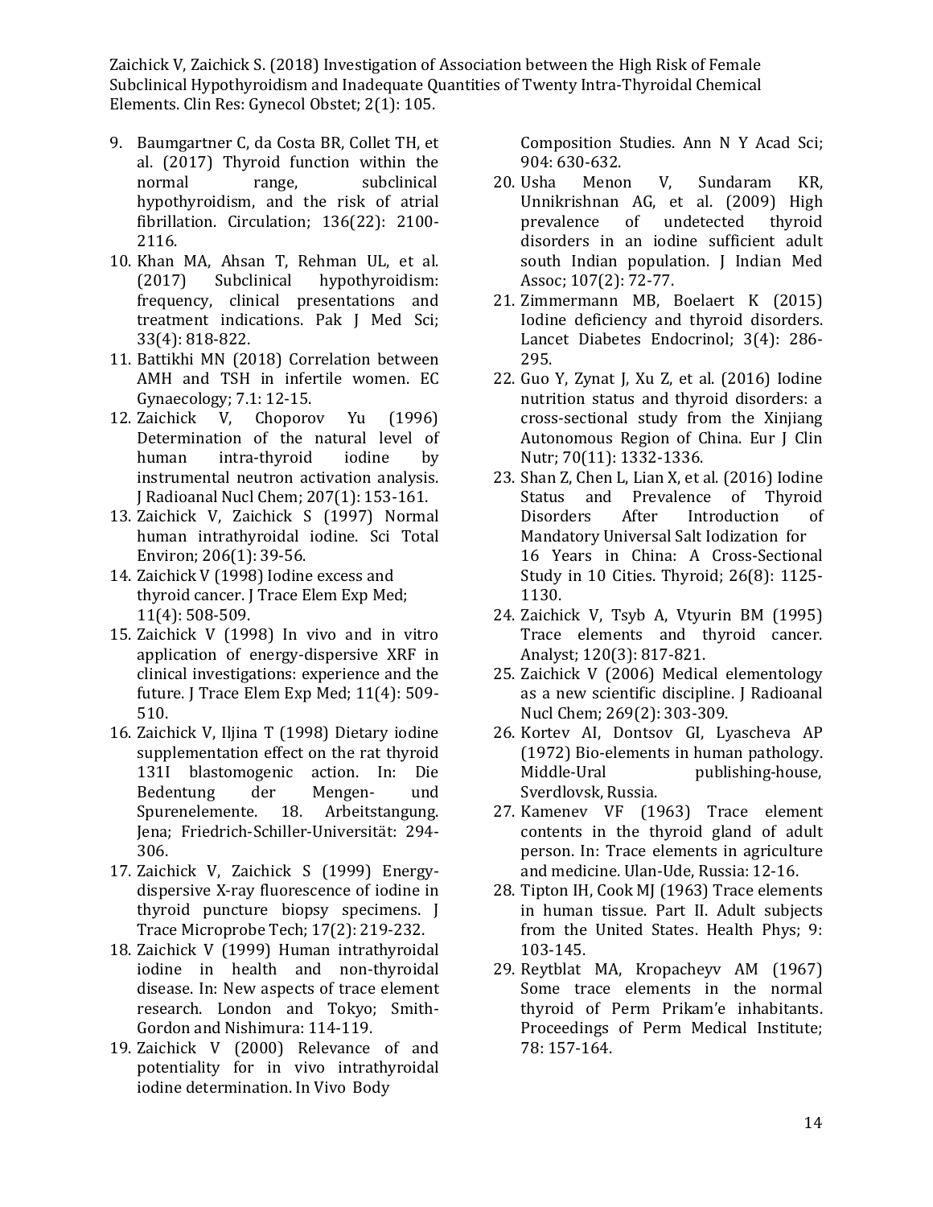9. Baumgartner C, da Costa BR, Collet TH, et al. (2017) Thyroid function within the normal range, subclinical hypothyroidism, and the risk of atrial fibrillation. Circulation; 136(22): 2100-2116.
10. Khan MA, Ahsan T, Rehman UL, et al. (2017) Subclinical hypothyroidism: frequency, clinical presentations and treatment indications. Pak J Med Sci; 33(4): 818-822.
11. Battikhi MN (2018) Correlation between AMH and TSH in infertile women. EC Gynaecology; 7.1: 12-15.
12. Zaichick V, Choporov Yu (1996) Determination of the natural level of human intra-thyroid iodine by instrumental neutron activation analysis. J Radioanal Nucl Chem; 207(1): 153-161.
13. Zaichick V, Zaichick S (1997) Normal human intrathyroidal iodine. Sci Total Environ; 206(1): 39-56.
14. Zaichick V (1998) Iodine excess and thyroid cancer. J Trace Elem Exp Med; 11(4): 508-509.
15. Zaichick V (1998) In vivo and in vitro application of energy-dispersive XRF in clinical investigations: experience and the future. J Trace Elem Exp Med; 11(4): 509-510.
16. Zaichick V, Iljina T (1998) Dietary iodine supplementation effect on the rat thyroid 131I blastomogenic action. In: Die Bedentung der Mengen- und Spurenelemente. 18. Arbeitstangung. Jena; Friedrich-Schiller-Universität: 294-306.
17. Zaichick V, Zaichick S (1999) Energy-dispersive X-ray fluorescence of iodine in thyroid puncture biopsy specimens. J Trace Microprobe Tech; 17(2): 219-232.
18. Zaichick V (1999) Human intrathyroidal iodine in health and non-thyroidal disease. In: New aspects of trace element research. London and Tokyo; Smith-Gordon and Nishimura: 114-119.
19. Zaichick V (2000) Relevance of and potentiality for in vivo intrathyroidal iodine determination. In Vivo Body Composition Studies. Ann N Y Acad Sci; 904: 630-632.
20. Usha Menon V, Sundaram KR, Unnikrishnan AG, et al. (2009) High prevalence of undetected thyroid disorders in an iodine sufficient adult south Indian population. J Indian Med Assoc; 107(2): 72-77.
21. Zimmermann MB, Boelaert K (2015) Iodine deficiency and thyroid disorders. Lancet Diabetes Endocrinol; 3(4): 286-295.
22. Guo Y, Zynat J, Xu Z, et al. (2016) Iodine nutrition status and thyroid disorders: a cross-sectional study from the Xinjiang Autonomous Region of China. Eur J Clin Nutr; 70(11): 1332-1336.
23. Shan Z, Chen L, Lian X, et al. (2016) Iodine Status and Prevalence of Thyroid Disorders After Introduction of Mandatory Universal Salt Iodization for 16 Years in China: A Cross-Sectional Study in 10 Cities. Thyroid; 26(8): 1125-1130.
24. Zaichick V, Tsyb A, Vtyurin BM (1995) Trace elements and thyroid cancer. Analyst; 120(3): 817-821.
25. Zaichick V (2006) Medical elementology as a new scientific discipline. J Radioanal Nucl Chem; 269(2): 303-309.
26. Kortev AI, Dontsov GI, Lyascheva AP (1972) Bio-elements in human pathology. Middle-Ural publishing-house, Sverdlovsk, Russia.
27. Kamenev VF (1963) Trace element contents in the thyroid gland of adult person. In: Trace elements in agriculture and medicine. Ulan-Ude, Russia: 12-16.
28. Tipton IH, Cook MJ (1963) Trace elements in human tissue. Part II. Adult subjects from the United States. Health Phys; 9: 103-145.
29. Reytblat MA, Kropacheyv AM (1967) Some trace elements in the normal thyroid of Perm Prikam'e inhabitants. Proceedings of Perm Medical Institute; 78: 157-164.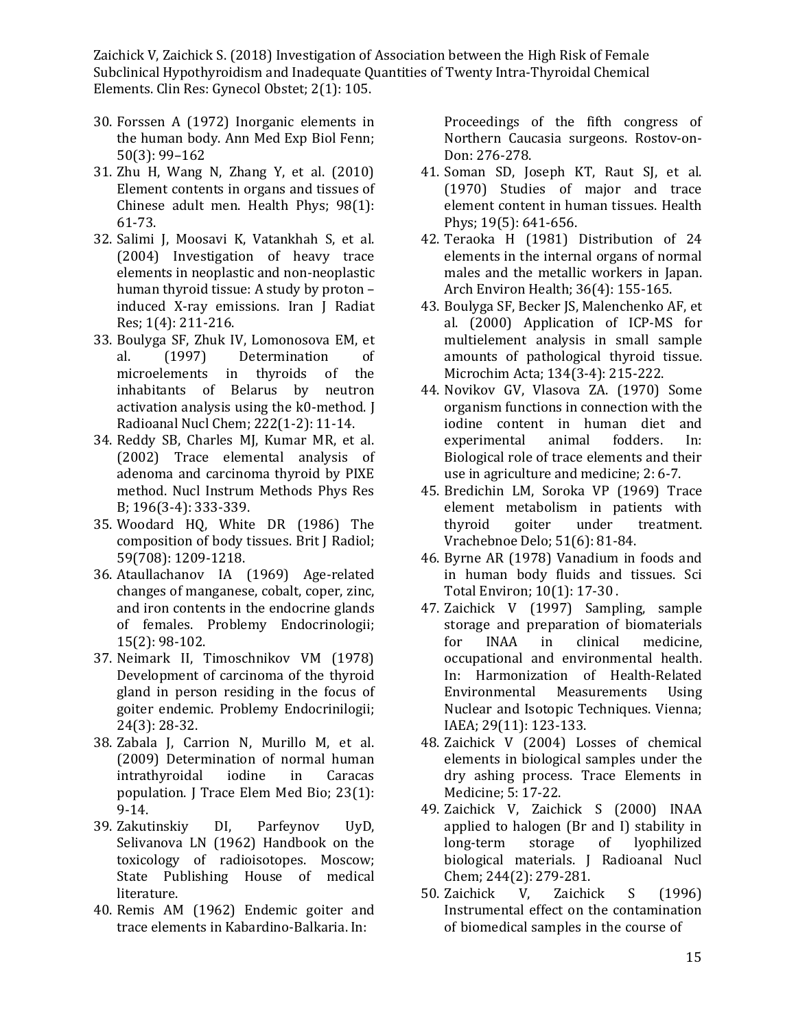30. Forssen A (1972) Inorganic elements in the human body. Ann Med Exp Biol Fenn; 50(3): 99–162
31. Zhu H, Wang N, Zhang Y, et al. (2010) Element contents in organs and tissues of Chinese adult men. Health Phys; 98(1): 61-73.
32. Salimi J, Moosavi K, Vatankhah S, et al. (2004) Investigation of heavy trace elements in neoplastic and non-neoplastic human thyroid tissue: A study by proton – induced X-ray emissions. Iran J Radiat Res; 1(4): 211-216.
33. Boulyga SF, Zhuk IV, Lomonosova EM, et al. (1997) Determination of microelements in thyroids of the inhabitants of Belarus by neutron activation analysis using the k0-method. J Radioanal Nucl Chem; 222(1-2): 11-14.
34. Reddy SB, Charles MJ, Kumar MR, et al. (2002) Trace elemental analysis of adenoma and carcinoma thyroid by PIXE method. Nucl Instrum Methods Phys Res B; 196(3-4): 333-339.
35. Woodard HQ, White DR (1986) The composition of body tissues. Brit J Radiol; 59(708): 1209-1218.
36. Ataullachanov IA (1969) Age-related changes of manganese, cobalt, coper, zinc, and iron contents in the endocrine glands of females. Problemy Endocrinologii; 15(2): 98-102.
37. Neimark II, Timoschnikov VM (1978) Development of carcinoma of the thyroid gland in person residing in the focus of goiter endemic. Problemy Endocrinilogii; 24(3): 28-32.
38. Zabala J, Carrion N, Murillo M, et al. (2009) Determination of normal human intrathyroidal iodine in Caracas population. J Trace Elem Med Bio; 23(1): 9-14.
39. Zakutinskiy DI, Parfeynov UyD, Selivanova LN (1962) Handbook on the toxicology of radioisotopes. Moscow; State Publishing House of medical literature.
40. Remis AM (1962) Endemic goiter and trace elements in Kabardino-Balkaria. In: Proceedings of the fifth congress of Northern Caucasia surgeons. Rostov-on-Don: 276-278.
41. Soman SD, Joseph KT, Raut SJ, et al. (1970) Studies of major and trace element content in human tissues. Health Phys; 19(5): 641-656.
42. Teraoka H (1981) Distribution of 24 elements in the internal organs of normal males and the metallic workers in Japan. Arch Environ Health; 36(4): 155-165.
43. Boulyga SF, Becker JS, Malenchenko AF, et al. (2000) Application of ICP-MS for multielement analysis in small sample amounts of pathological thyroid tissue. Microchim Acta; 134(3-4): 215-222.
44. Novikov GV, Vlasova ZA. (1970) Some organism functions in connection with the iodine content in human diet and experimental animal fodders. In: Biological role of trace elements and their use in agriculture and medicine; 2: 6-7.
45. Bredichin LM, Soroka VP (1969) Trace element metabolism in patients with thyroid goiter under treatment. Vrachebnoe Delo; 51(6): 81-84.
46. Byrne AR (1978) Vanadium in foods and in human body fluids and tissues. Sci Total Environ; 10(1): 17-30 .
47. Zaichick V (1997) Sampling, sample storage and preparation of biomaterials for INAA in clinical medicine, occupational and environmental health. In: Harmonization of Health-Related Environmental Measurements Using Nuclear and Isotopic Techniques. Vienna; IAEA; 29(11): 123-133.
48. Zaichick V (2004) Losses of chemical elements in biological samples under the dry ashing process. Trace Elements in Medicine; 5: 17-22.
49. Zaichick V, Zaichick S (2000) INAA applied to halogen (Br and I) stability in long-term storage of lyophilized biological materials. J Radioanal Nucl Chem; 244(2): 279-281.
50. Zaichick V, Zaichick S (1996) Instrumental effect on the contamination of biomedical samples in the course of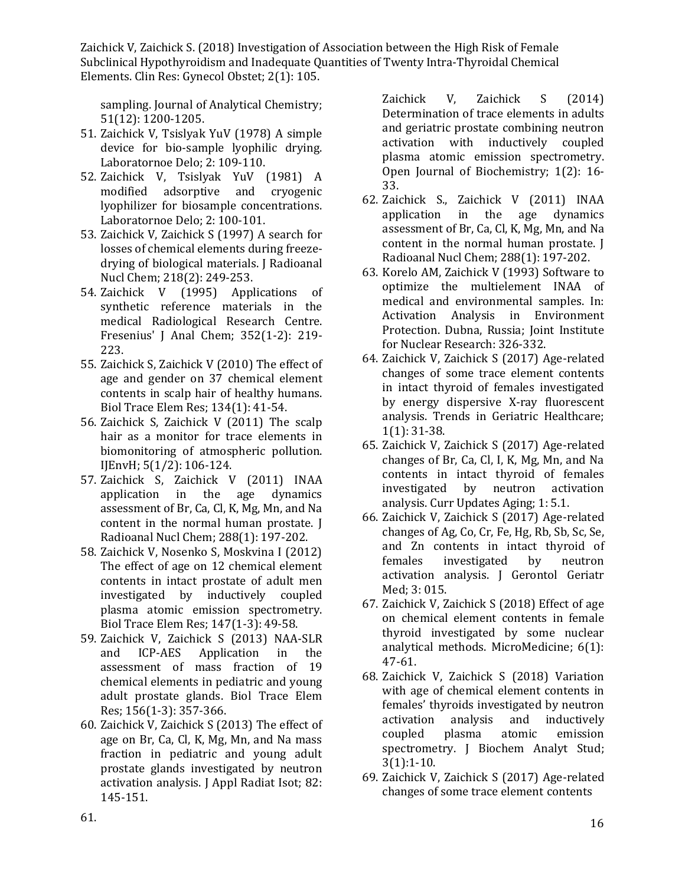sampling. Journal of Analytical Chemistry; 51(12): 1200-1205.

51. Zaichick V, Tsislyak YuV (1978) A simple device for bio-sample lyophilic drying. Laboratornoe Delo; 2: 109-110.
52. Zaichick V, Tsislyak YuV (1981) A modified adsorptive and cryogenic lyophilizer for biosample concentrations. Laboratornoe Delo; 2: 100-101.
53. Zaichick V, Zaichick S (1997) A search for losses of chemical elements during freeze-drying of biological materials. J Radioanal Nucl Chem; 218(2): 249-253.
54. Zaichick V (1995) Applications of synthetic reference materials in the medical Radiological Research Centre. Fresenius' J Anal Chem; 352(1-2): 219-223.
55. Zaichick S, Zaichick V (2010) The effect of age and gender on 37 chemical element contents in scalp hair of healthy humans. Biol Trace Elem Res; 134(1): 41-54.
56. Zaichick S, Zaichick V (2011) The scalp hair as a monitor for trace elements in biomonitoring of atmospheric pollution. IJEnvH; 5(1/2): 106-124.
57. Zaichick S, Zaichick V (2011) INAA application in the age dynamics assessment of Br, Ca, Cl, K, Mg, Mn, and Na content in the normal human prostate. J Radioanal Nucl Chem; 288(1): 197-202.
58. Zaichick V, Nosenko S, Moskvina I (2012) The effect of age on 12 chemical element contents in intact prostate of adult men investigated by inductively coupled plasma atomic emission spectrometry. Biol Trace Elem Res; 147(1-3): 49-58.
59. Zaichick V, Zaichick S (2013) NAA-SLR and ICP-AES Application in the assessment of mass fraction of 19 chemical elements in pediatric and young adult prostate glands. Biol Trace Elem Res; 156(1-3): 357-366.
60. Zaichick V, Zaichick S (2013) The effect of age on Br, Ca, Cl, K, Mg, Mn, and Na mass fraction in pediatric and young adult prostate glands investigated by neutron activation analysis. J Appl Radiat Isot; 82: 145-151.
61. Zaichick V, Zaichick S (2014) Determination of trace elements in adults and geriatric prostate combining neutron activation with inductively coupled plasma atomic emission spectrometry. Open Journal of Biochemistry; 1(2): 16-33.
62. Zaichick S., Zaichick V (2011) INAA application in the age dynamics assessment of Br, Ca, Cl, K, Mg, Mn, and Na content in the normal human prostate. J Radioanal Nucl Chem; 288(1): 197-202.
63. Korelo AM, Zaichick V (1993) Software to optimize the multielement INAA of medical and environmental samples. In: Activation Analysis in Environment Protection. Dubna, Russia; Joint Institute for Nuclear Research: 326-332.
64. Zaichick V, Zaichick S (2017) Age-related changes of some trace element contents in intact thyroid of females investigated by energy dispersive X-ray fluorescent analysis. Trends in Geriatric Healthcare; 1(1): 31-38.
65. Zaichick V, Zaichick S (2017) Age-related changes of Br, Ca, Cl, I, K, Mg, Mn, and Na contents in intact thyroid of females investigated by neutron activation analysis. Curr Updates Aging; 1: 5.1.
66. Zaichick V, Zaichick S (2017) Age-related changes of Ag, Co, Cr, Fe, Hg, Rb, Sb, Sc, Se, and Zn contents in intact thyroid of females investigated by neutron activation analysis. J Gerontol Geriatr Med; 3: 015.
67. Zaichick V, Zaichick S (2018) Effect of age on chemical element contents in female thyroid investigated by some nuclear analytical methods. MicroMedicine; 6(1): 47-61.
68. Zaichick V, Zaichick S (2018) Variation with age of chemical element contents in females' thyroids investigated by neutron activation analysis and inductively coupled plasma atomic emission spectrometry. J Biochem Analyt Stud; 3(1):1-10.
69. Zaichick V, Zaichick S (2017) Age-related changes of some trace element contents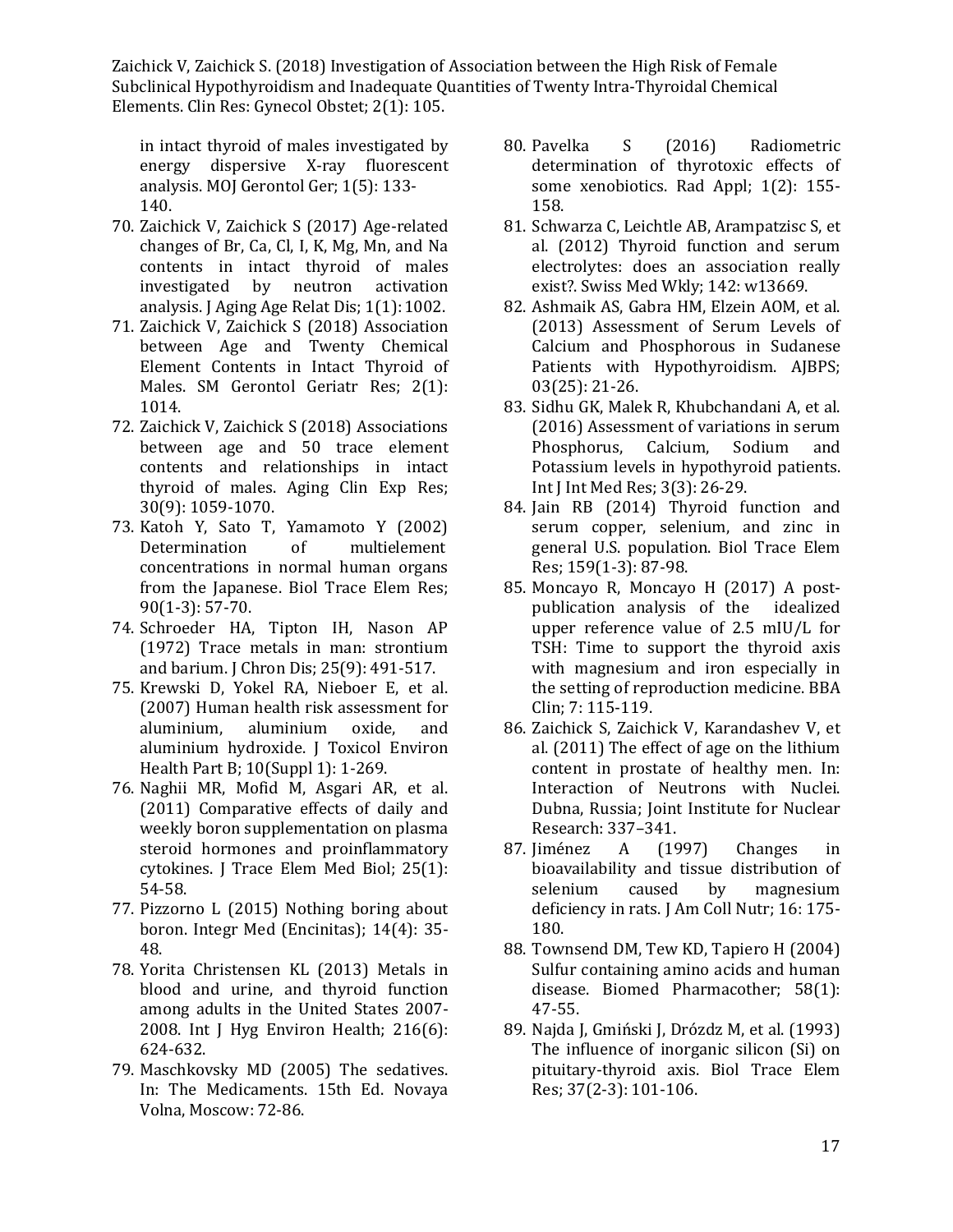in intact thyroid of males investigated by energy dispersive X-ray fluorescent analysis. MOJ Gerontol Ger; 1(5): 133-140.

70. Zaichick V, Zaichick S (2017) Age-related changes of Br, Ca, Cl, I, K, Mg, Mn, and Na contents in intact thyroid of males investigated by neutron activation analysis. J Aging Age Relat Dis; 1(1): 1002.
71. Zaichick V, Zaichick S (2018) Association between Age and Twenty Chemical Element Contents in Intact Thyroid of Males. SM Gerontol Geriatr Res; 2(1): 1014.
72. Zaichick V, Zaichick S (2018) Associations between age and 50 trace element contents and relationships in intact thyroid of males. Aging Clin Exp Res; 30(9): 1059-1070.
73. Katoh Y, Sato T, Yamamoto Y (2002) Determination of multielement concentrations in normal human organs from the Japanese. Biol Trace Elem Res; 90(1-3): 57-70.
74. Schroeder HA, Tipton IH, Nason AP (1972) Trace metals in man: strontium and barium. J Chron Dis; 25(9): 491-517.
75. Krewski D, Yokel RA, Nieboer E, et al. (2007) Human health risk assessment for aluminium, aluminium oxide, and aluminium hydroxide. J Toxicol Environ Health Part B; 10(Suppl 1): 1-269.
76. Naghii MR, Mofid M, Asgari AR, et al. (2011) Comparative effects of daily and weekly boron supplementation on plasma steroid hormones and proinflammatory cytokines. J Trace Elem Med Biol; 25(1): 54-58.
77. Pizzorno L (2015) Nothing boring about boron. Integr Med (Encinitas); 14(4): 35-48.
78. Yorita Christensen KL (2013) Metals in blood and urine, and thyroid function among adults in the United States 2007-2008. Int J Hyg Environ Health; 216(6): 624-632.
79. Maschkovsky MD (2005) The sedatives. In: The Medicaments. 15th Ed. Novaya Volna, Moscow: 72-86.
80. Pavelka S (2016) Radiometric determination of thyrotoxic effects of some xenobiotics. Rad Appl; 1(2): 155-158.
81. Schwarza C, Leichtle AB, Arampatzisc S, et al. (2012) Thyroid function and serum electrolytes: does an association really exist?. Swiss Med Wkly; 142: w13669.
82. Ashmaik AS, Gabra HM, Elzein AOM, et al. (2013) Assessment of Serum Levels of Calcium and Phosphorous in Sudanese Patients with Hypothyroidism. AJBPS; 03(25): 21-26.
83. Sidhu GK, Malek R, Khubchandani A, et al. (2016) Assessment of variations in serum Phosphorus, Calcium, Sodium and Potassium levels in hypothyroid patients. Int J Int Med Res; 3(3): 26-29.
84. Jain RB (2014) Thyroid function and serum copper, selenium, and zinc in general U.S. population. Biol Trace Elem Res; 159(1-3): 87-98.
85. Moncayo R, Moncayo H (2017) A post-publication analysis of the idealized upper reference value of 2.5 mIU/L for TSH: Time to support the thyroid axis with magnesium and iron especially in the setting of reproduction medicine. BBA Clin; 7: 115-119.
86. Zaichick S, Zaichick V, Karandashev V, et al. (2011) The effect of age on the lithium content in prostate of healthy men. In: Interaction of Neutrons with Nuclei. Dubna, Russia; Joint Institute for Nuclear Research: 337–341.
87. Jiménez A (1997) Changes in bioavailability and tissue distribution of selenium caused by magnesium deficiency in rats. J Am Coll Nutr; 16: 175-180.
88. Townsend DM, Tew KD, Tapiero H (2004) Sulfur containing amino acids and human disease. Biomed Pharmacother; 58(1): 47-55.
89. Najda J, Gmiński J, Drózdz M, et al. (1993) The influence of inorganic silicon (Si) on pituitary-thyroid axis. Biol Trace Elem Res; 37(2-3): 101-106.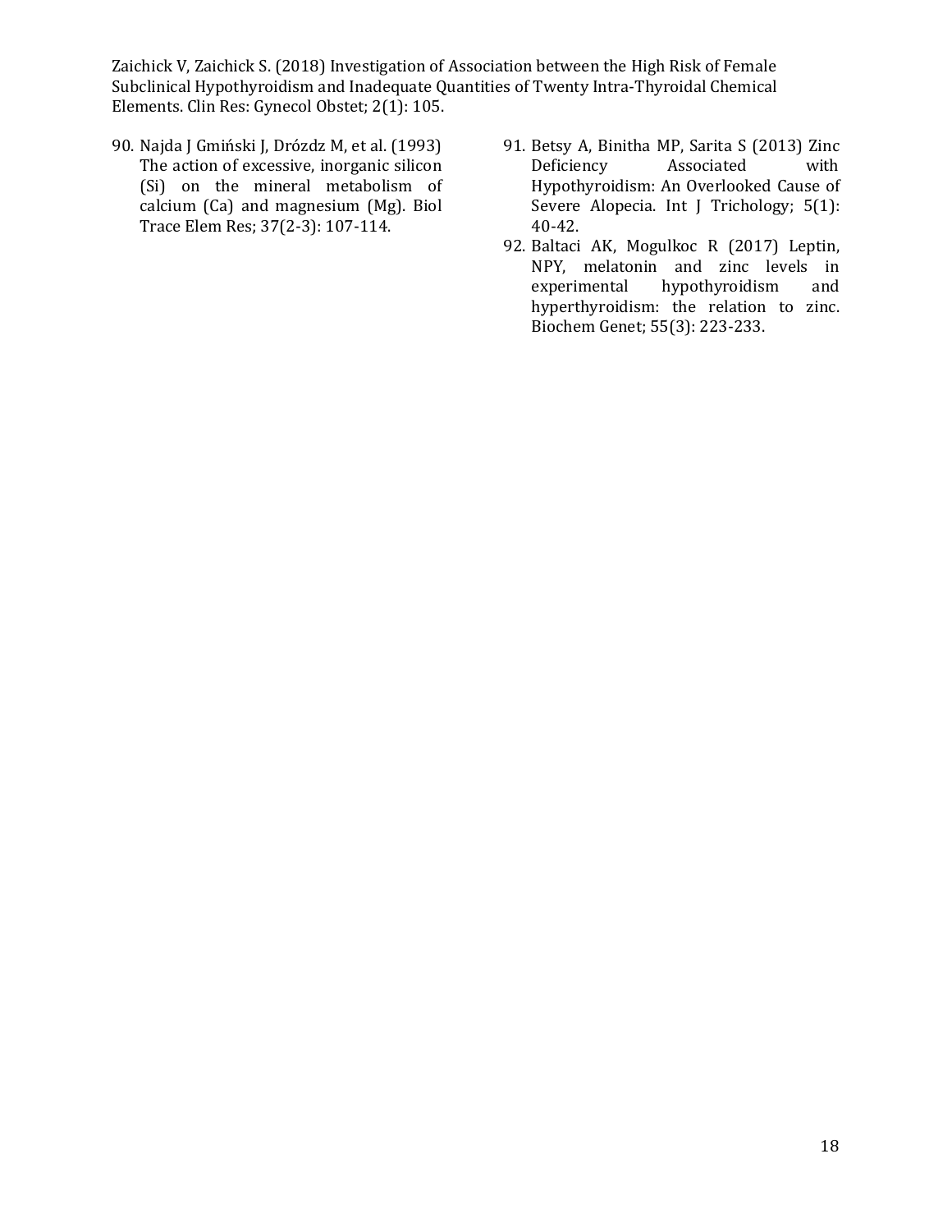90. Najda J Gmiński J, Dróżdz M, et al. (1993) The action of excessive, inorganic silicon (Si) on the mineral metabolism of calcium (Ca) and magnesium (Mg). Biol Trace Elem Res; 37(2-3): 107-114.
91. Betsy A, Binitha MP, Sarita S (2013) Zinc Deficiency Associated with Hypothyroidism: An Overlooked Cause of Severe Alopecia. Int J Trichology; 5(1): 40-42.
92. Baltaci AK, Mogulkoc R (2017) Leptin, NPY, melatonin and zinc levels in experimental hypothyroidism and hyperthyroidism: the relation to zinc. Biochem Genet; 55(3): 223-233.